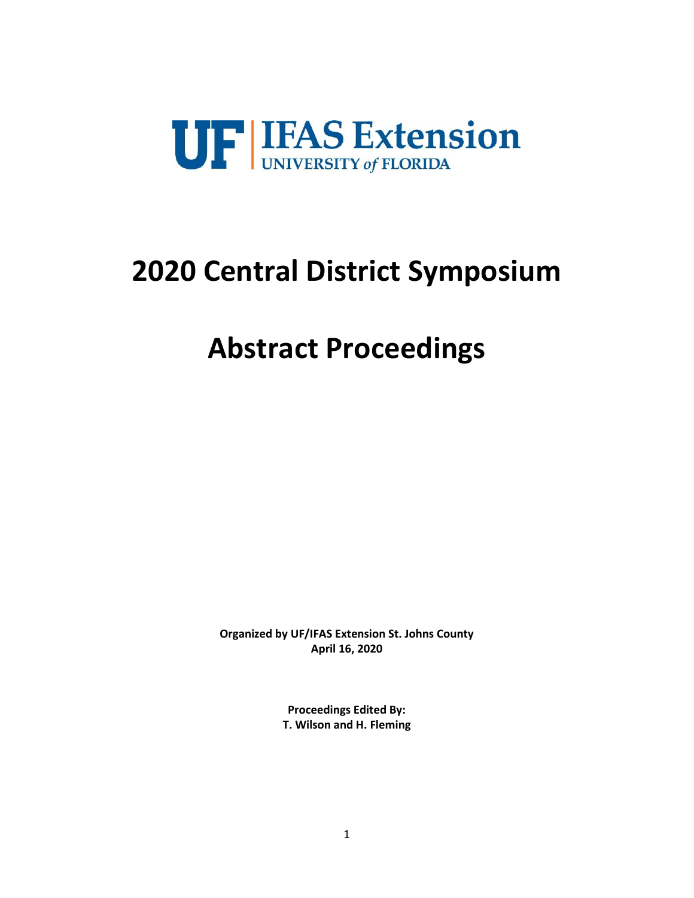UF | IFAS Extension
UNIVERSITY of FLORIDA

# 2020 Central District Symposium

# Abstract Proceedings

**Organized by UF/IFAS Extension St. Johns County**
**April 16, 2020**

**Proceedings Edited By:**
**T. Wilson and H. Fleming**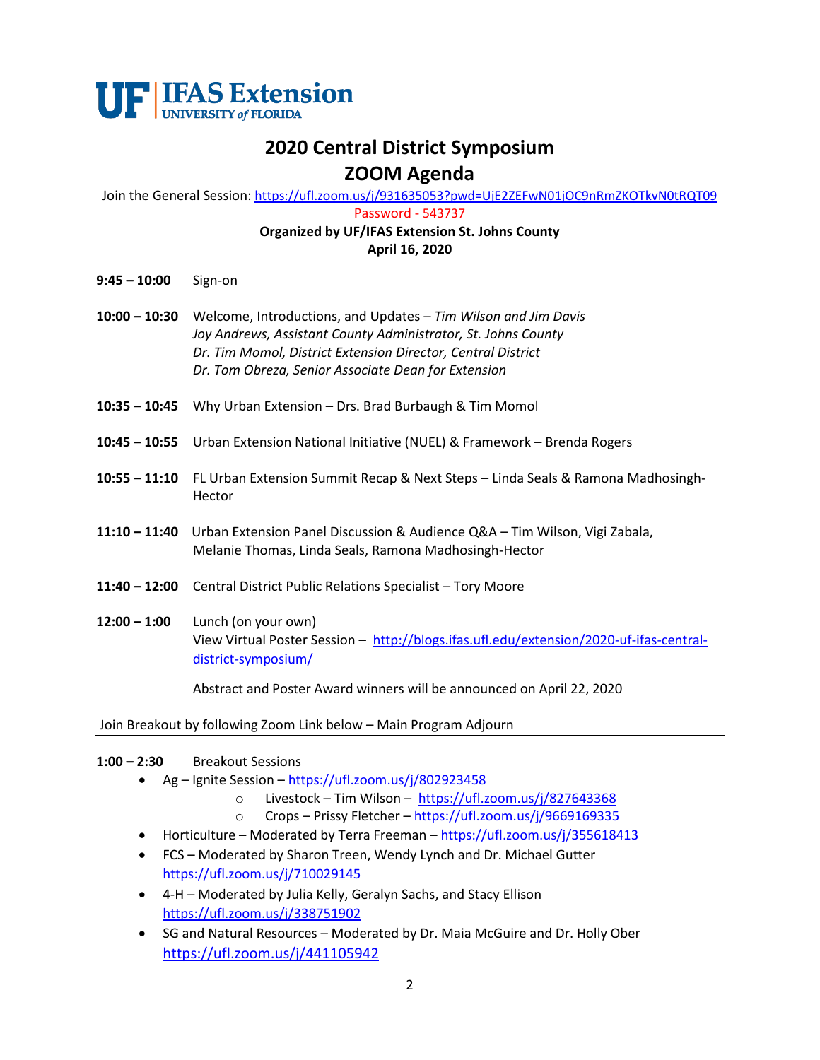UF | IFAS Extension UNIVERSITY of FLORIDA

# 2020 Central District Symposium
# ZOOM Agenda

Join the General Session: https://ufl.zoom.us/j/931635053?pwd=UjE2ZEFwN01jOC9nRmZKOTkvN0tRQT09

Password - 543737

**Organized by UF/IFAS Extension St. Johns County**
**April 16, 2020**

**9:45 – 10:00** Sign-on

**10:00 – 10:30** Welcome, Introductions, and Updates – *Tim Wilson and Jim Davis*
*Joy Andrews, Assistant County Administrator, St. Johns County*
*Dr. Tim Momol, District Extension Director, Central District*
*Dr. Tom Obreza, Senior Associate Dean for Extension*

**10:35 – 10:45** Why Urban Extension – Drs. Brad Burbaugh & Tim Momol

**10:45 – 10:55** Urban Extension National Initiative (NUEL) & Framework – Brenda Rogers

**10:55 – 11:10** FL Urban Extension Summit Recap & Next Steps – Linda Seals & Ramona Madhosingh-Hector

**11:10 – 11:40** Urban Extension Panel Discussion & Audience Q&A – Tim Wilson, Vigi Zabala, Melanie Thomas, Linda Seals, Ramona Madhosingh-Hector

**11:40 – 12:00** Central District Public Relations Specialist – Tory Moore

**12:00 – 1:00** Lunch (on your own)
View Virtual Poster Session – http://blogs.ifas.ufl.edu/extension/2020-uf-ifas-central-district-symposium/

Abstract and Poster Award winners will be announced on April 22, 2020

Join Breakout by following Zoom Link below – Main Program Adjourn

---

**1:00 – 2:30** Breakout Sessions

- Ag – Ignite Session – https://ufl.zoom.us/j/802923458
  - Livestock – Tim Wilson – https://ufl.zoom.us/j/827643368
  - Crops – Prissy Fletcher – https://ufl.zoom.us/j/9669169335
- Horticulture – Moderated by Terra Freeman – https://ufl.zoom.us/j/355618413
- FCS – Moderated by Sharon Treen, Wendy Lynch and Dr. Michael Gutter https://ufl.zoom.us/j/710029145
- 4-H – Moderated by Julia Kelly, Geralyn Sachs, and Stacy Ellison https://ufl.zoom.us/j/338751902
- SG and Natural Resources – Moderated by Dr. Maia McGuire and Dr. Holly Ober https://ufl.zoom.us/j/441105942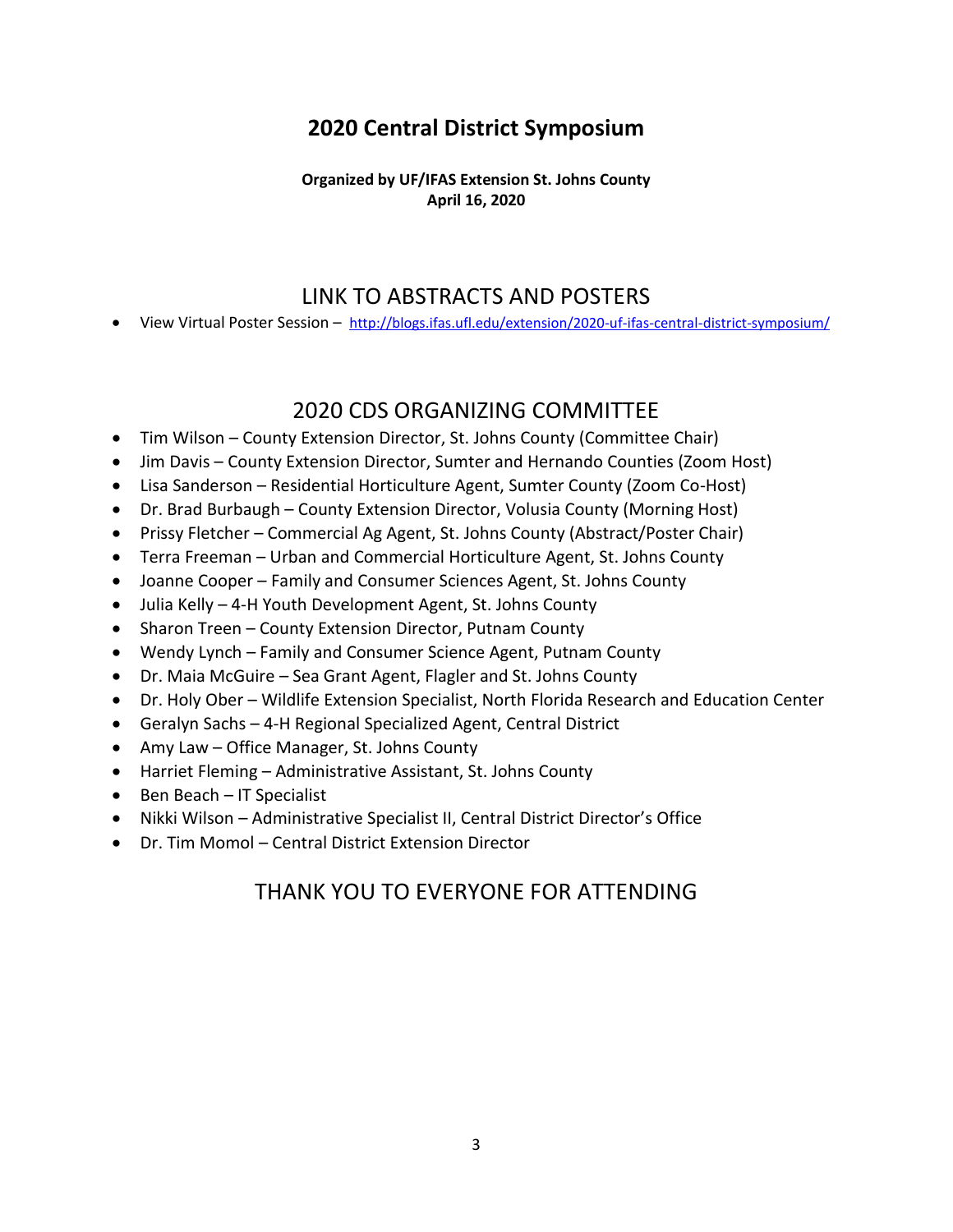# 2020 Central District Symposium

**Organized by UF/IFAS Extension St. Johns County**
**April 16, 2020**

## LINK TO ABSTRACTS AND POSTERS

- View Virtual Poster Session – http://blogs.ifas.ufl.edu/extension/2020-uf-ifas-central-district-symposium/

## 2020 CDS ORGANIZING COMMITTEE

- Tim Wilson – County Extension Director, St. Johns County (Committee Chair)
- Jim Davis – County Extension Director, Sumter and Hernando Counties (Zoom Host)
- Lisa Sanderson – Residential Horticulture Agent, Sumter County (Zoom Co-Host)
- Dr. Brad Burbaugh – County Extension Director, Volusia County (Morning Host)
- Prissy Fletcher – Commercial Ag Agent, St. Johns County (Abstract/Poster Chair)
- Terra Freeman – Urban and Commercial Horticulture Agent, St. Johns County
- Joanne Cooper – Family and Consumer Sciences Agent, St. Johns County
- Julia Kelly – 4-H Youth Development Agent, St. Johns County
- Sharon Treen – County Extension Director, Putnam County
- Wendy Lynch – Family and Consumer Science Agent, Putnam County
- Dr. Maia McGuire – Sea Grant Agent, Flagler and St. Johns County
- Dr. Holy Ober – Wildlife Extension Specialist, North Florida Research and Education Center
- Geralyn Sachs – 4-H Regional Specialized Agent, Central District
- Amy Law – Office Manager, St. Johns County
- Harriet Fleming – Administrative Assistant, St. Johns County
- Ben Beach – IT Specialist
- Nikki Wilson – Administrative Specialist II, Central District Director's Office
- Dr. Tim Momol – Central District Extension Director

## THANK YOU TO EVERYONE FOR ATTENDING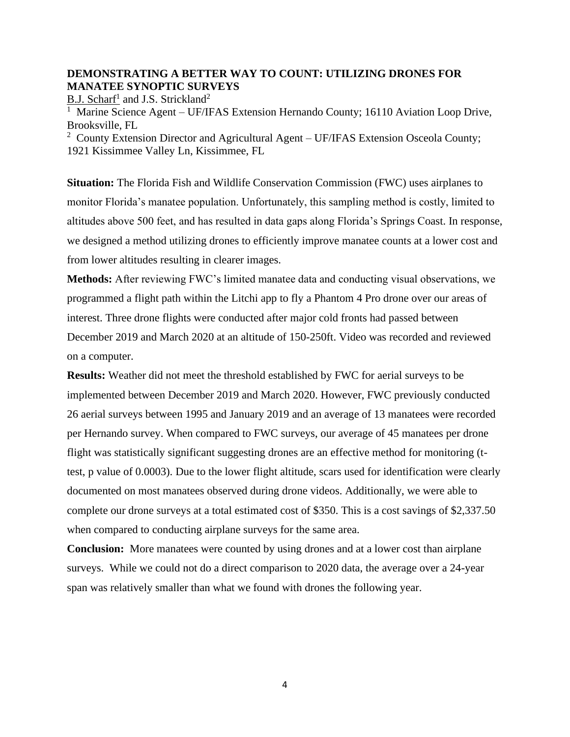## DEMONSTRATING A BETTER WAY TO COUNT: UTILIZING DRONES FOR MANATEE SYNOPTIC SURVEYS

B.J. Scharf[1] and J.S. Strickland[2]

[1] Marine Science Agent – UF/IFAS Extension Hernando County; 16110 Aviation Loop Drive, Brooksville, FL

[2] County Extension Director and Agricultural Agent – UF/IFAS Extension Osceola County; 1921 Kissimmee Valley Ln, Kissimmee, FL

**Situation:** The Florida Fish and Wildlife Conservation Commission (FWC) uses airplanes to monitor Florida's manatee population. Unfortunately, this sampling method is costly, limited to altitudes above 500 feet, and has resulted in data gaps along Florida's Springs Coast. In response, we designed a method utilizing drones to efficiently improve manatee counts at a lower cost and from lower altitudes resulting in clearer images.

**Methods:** After reviewing FWC's limited manatee data and conducting visual observations, we programmed a flight path within the Litchi app to fly a Phantom 4 Pro drone over our areas of interest. Three drone flights were conducted after major cold fronts had passed between December 2019 and March 2020 at an altitude of 150-250ft. Video was recorded and reviewed on a computer.

**Results:** Weather did not meet the threshold established by FWC for aerial surveys to be implemented between December 2019 and March 2020. However, FWC previously conducted 26 aerial surveys between 1995 and January 2019 and an average of 13 manatees were recorded per Hernando survey. When compared to FWC surveys, our average of 45 manatees per drone flight was statistically significant suggesting drones are an effective method for monitoring (t-test, p value of 0.0003). Due to the lower flight altitude, scars used for identification were clearly documented on most manatees observed during drone videos. Additionally, we were able to complete our drone surveys at a total estimated cost of $350. This is a cost savings of $2,337.50 when compared to conducting airplane surveys for the same area.

**Conclusion:** More manatees were counted by using drones and at a lower cost than airplane surveys. While we could not do a direct comparison to 2020 data, the average over a 24-year span was relatively smaller than what we found with drones the following year.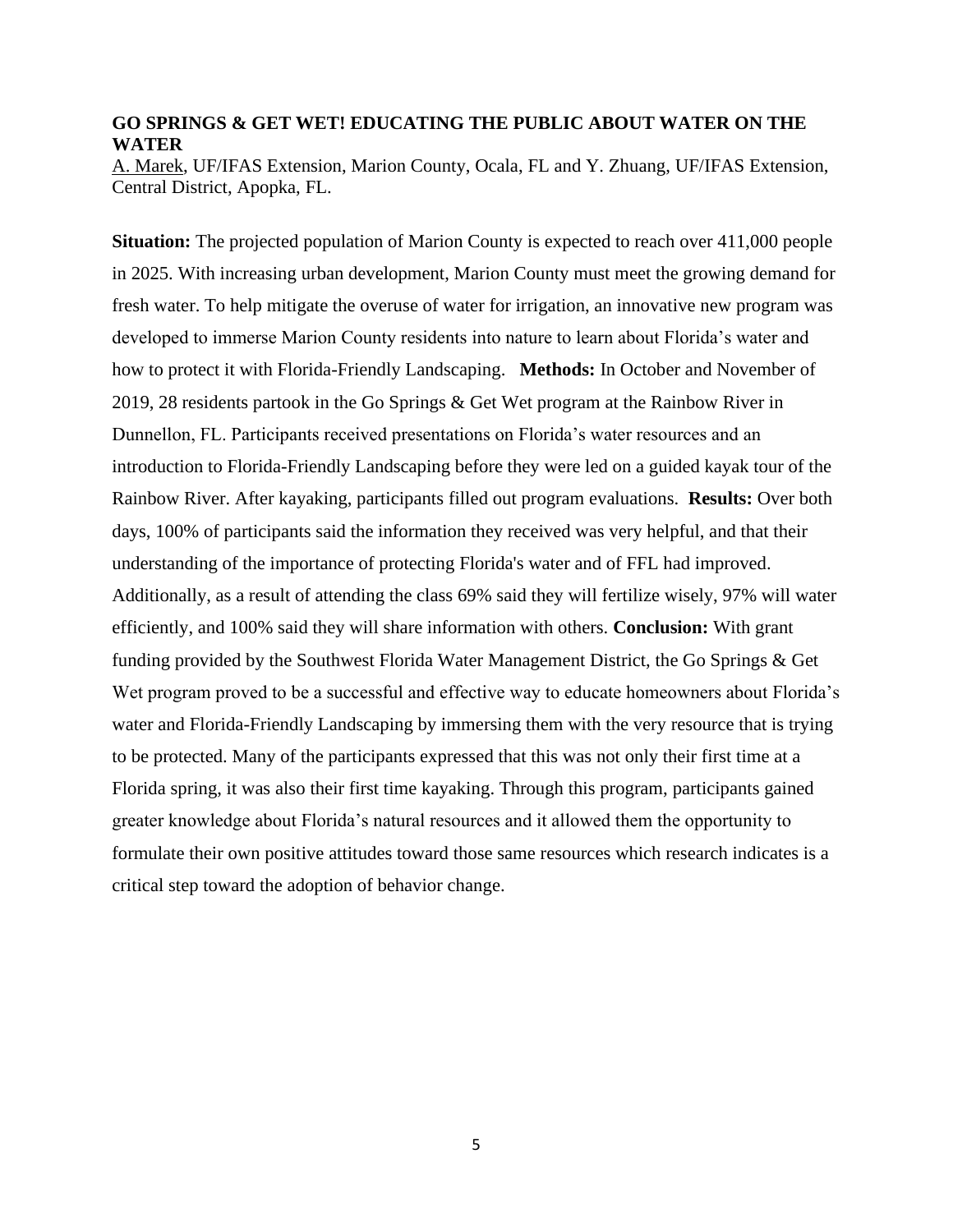### GO SPRINGS & GET WET! EDUCATING THE PUBLIC ABOUT WATER ON THE WATER

A. Marek, UF/IFAS Extension, Marion County, Ocala, FL and Y. Zhuang, UF/IFAS Extension, Central District, Apopka, FL.

**Situation:** The projected population of Marion County is expected to reach over 411,000 people in 2025. With increasing urban development, Marion County must meet the growing demand for fresh water. To help mitigate the overuse of water for irrigation, an innovative new program was developed to immerse Marion County residents into nature to learn about Florida's water and how to protect it with Florida-Friendly Landscaping. **Methods:** In October and November of 2019, 28 residents partook in the Go Springs & Get Wet program at the Rainbow River in Dunnellon, FL. Participants received presentations on Florida's water resources and an introduction to Florida-Friendly Landscaping before they were led on a guided kayak tour of the Rainbow River. After kayaking, participants filled out program evaluations. **Results:** Over both days, 100% of participants said the information they received was very helpful, and that their understanding of the importance of protecting Florida's water and of FFL had improved. Additionally, as a result of attending the class 69% said they will fertilize wisely, 97% will water efficiently, and 100% said they will share information with others. **Conclusion:** With grant funding provided by the Southwest Florida Water Management District, the Go Springs & Get Wet program proved to be a successful and effective way to educate homeowners about Florida's water and Florida-Friendly Landscaping by immersing them with the very resource that is trying to be protected. Many of the participants expressed that this was not only their first time at a Florida spring, it was also their first time kayaking. Through this program, participants gained greater knowledge about Florida's natural resources and it allowed them the opportunity to formulate their own positive attitudes toward those same resources which research indicates is a critical step toward the adoption of behavior change.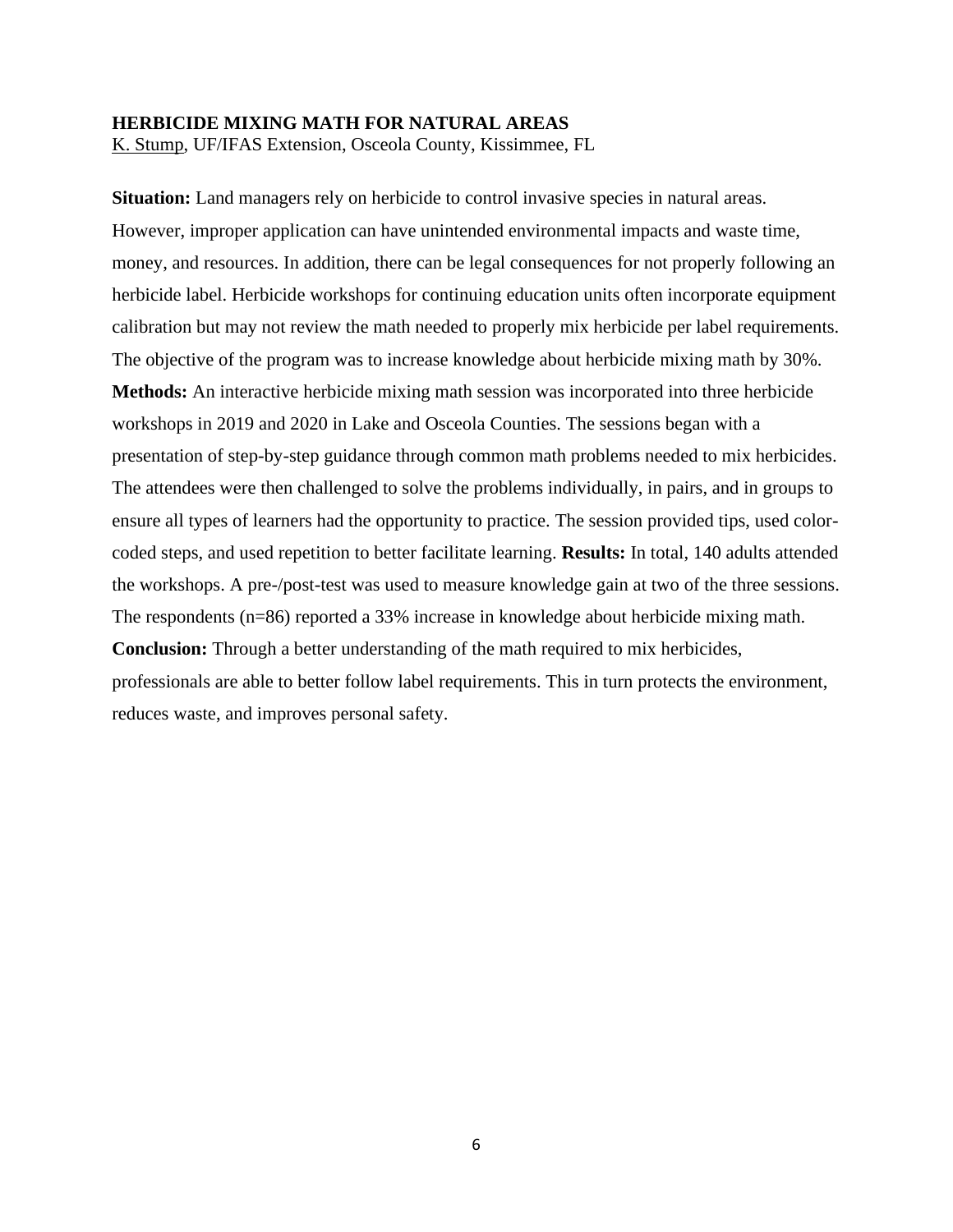## HERBICIDE MIXING MATH FOR NATURAL AREAS

K. Stump, UF/IFAS Extension, Osceola County, Kissimmee, FL

**Situation:** Land managers rely on herbicide to control invasive species in natural areas. However, improper application can have unintended environmental impacts and waste time, money, and resources. In addition, there can be legal consequences for not properly following an herbicide label. Herbicide workshops for continuing education units often incorporate equipment calibration but may not review the math needed to properly mix herbicide per label requirements. The objective of the program was to increase knowledge about herbicide mixing math by 30%. **Methods:** An interactive herbicide mixing math session was incorporated into three herbicide workshops in 2019 and 2020 in Lake and Osceola Counties. The sessions began with a presentation of step-by-step guidance through common math problems needed to mix herbicides. The attendees were then challenged to solve the problems individually, in pairs, and in groups to ensure all types of learners had the opportunity to practice. The session provided tips, used color-coded steps, and used repetition to better facilitate learning. **Results:** In total, 140 adults attended the workshops. A pre-/post-test was used to measure knowledge gain at two of the three sessions. The respondents (n=86) reported a 33% increase in knowledge about herbicide mixing math. **Conclusion:** Through a better understanding of the math required to mix herbicides, professionals are able to better follow label requirements. This in turn protects the environment, reduces waste, and improves personal safety.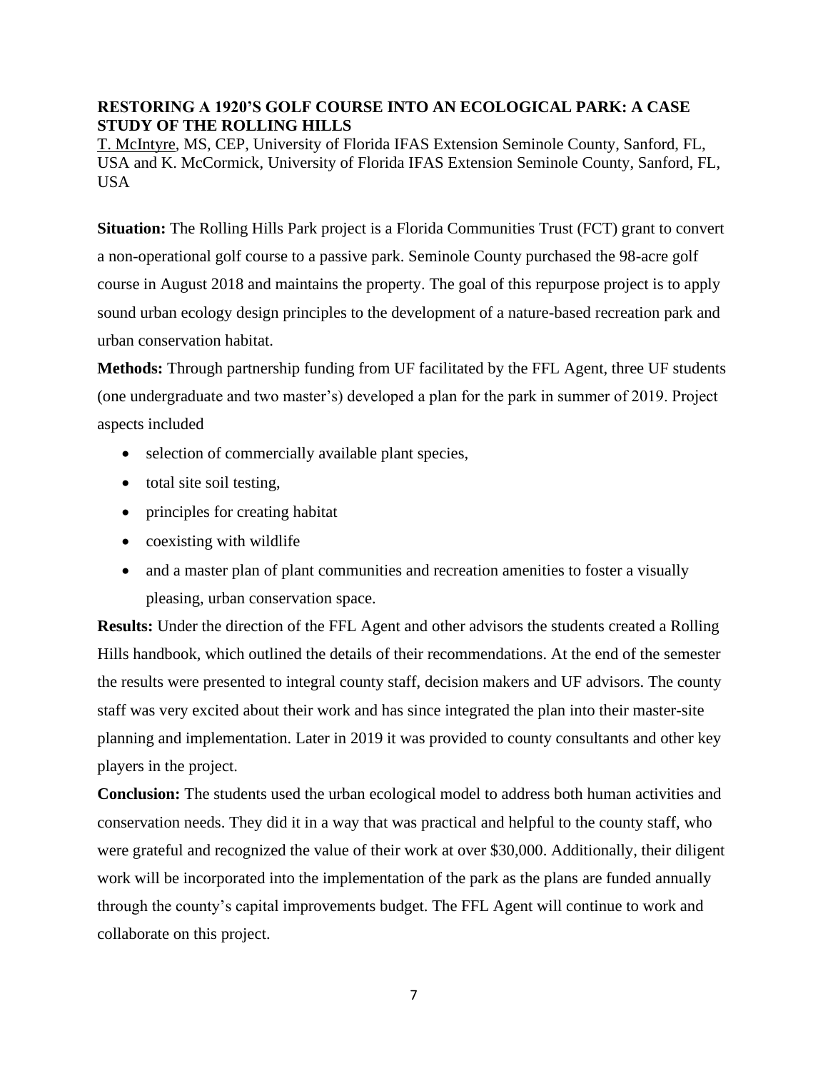**RESTORING A 1920'S GOLF COURSE INTO AN ECOLOGICAL PARK: A CASE STUDY OF THE ROLLING HILLS**

T. McIntyre, MS, CEP, University of Florida IFAS Extension Seminole County, Sanford, FL, USA and K. McCormick, University of Florida IFAS Extension Seminole County, Sanford, FL, USA

**Situation:** The Rolling Hills Park project is a Florida Communities Trust (FCT) grant to convert a non-operational golf course to a passive park. Seminole County purchased the 98-acre golf course in August 2018 and maintains the property. The goal of this repurpose project is to apply sound urban ecology design principles to the development of a nature-based recreation park and urban conservation habitat.

**Methods:** Through partnership funding from UF facilitated by the FFL Agent, three UF students (one undergraduate and two master's) developed a plan for the park in summer of 2019. Project aspects included

- selection of commercially available plant species,
- total site soil testing,
- principles for creating habitat
- coexisting with wildlife
- and a master plan of plant communities and recreation amenities to foster a visually pleasing, urban conservation space.

**Results:** Under the direction of the FFL Agent and other advisors the students created a Rolling Hills handbook, which outlined the details of their recommendations. At the end of the semester the results were presented to integral county staff, decision makers and UF advisors. The county staff was very excited about their work and has since integrated the plan into their master-site planning and implementation. Later in 2019 it was provided to county consultants and other key players in the project.

**Conclusion:** The students used the urban ecological model to address both human activities and conservation needs. They did it in a way that was practical and helpful to the county staff, who were grateful and recognized the value of their work at over $30,000. Additionally, their diligent work will be incorporated into the implementation of the park as the plans are funded annually through the county's capital improvements budget. The FFL Agent will continue to work and collaborate on this project.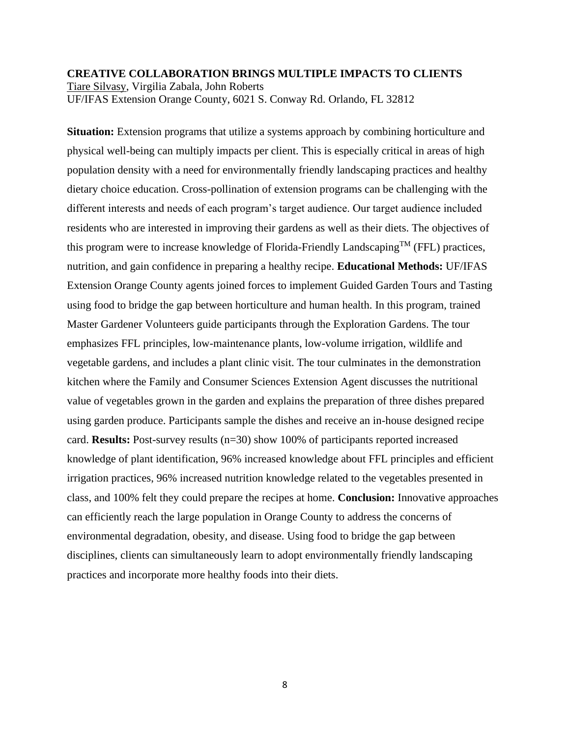## CREATIVE COLLABORATION BRINGS MULTIPLE IMPACTS TO CLIENTS

Tiare Silvasy, Virgilia Zabala, John Roberts
UF/IFAS Extension Orange County, 6021 S. Conway Rd. Orlando, FL 32812

**Situation:** Extension programs that utilize a systems approach by combining horticulture and physical well-being can multiply impacts per client. This is especially critical in areas of high population density with a need for environmentally friendly landscaping practices and healthy dietary choice education. Cross-pollination of extension programs can be challenging with the different interests and needs of each program's target audience. Our target audience included residents who are interested in improving their gardens as well as their diets. The objectives of this program were to increase knowledge of Florida-Friendly Landscaping™ (FFL) practices, nutrition, and gain confidence in preparing a healthy recipe. **Educational Methods:** UF/IFAS Extension Orange County agents joined forces to implement Guided Garden Tours and Tasting using food to bridge the gap between horticulture and human health. In this program, trained Master Gardener Volunteers guide participants through the Exploration Gardens. The tour emphasizes FFL principles, low-maintenance plants, low-volume irrigation, wildlife and vegetable gardens, and includes a plant clinic visit. The tour culminates in the demonstration kitchen where the Family and Consumer Sciences Extension Agent discusses the nutritional value of vegetables grown in the garden and explains the preparation of three dishes prepared using garden produce. Participants sample the dishes and receive an in-house designed recipe card. **Results:** Post-survey results (n=30) show 100% of participants reported increased knowledge of plant identification, 96% increased knowledge about FFL principles and efficient irrigation practices, 96% increased nutrition knowledge related to the vegetables presented in class, and 100% felt they could prepare the recipes at home. **Conclusion:** Innovative approaches can efficiently reach the large population in Orange County to address the concerns of environmental degradation, obesity, and disease. Using food to bridge the gap between disciplines, clients can simultaneously learn to adopt environmentally friendly landscaping practices and incorporate more healthy foods into their diets.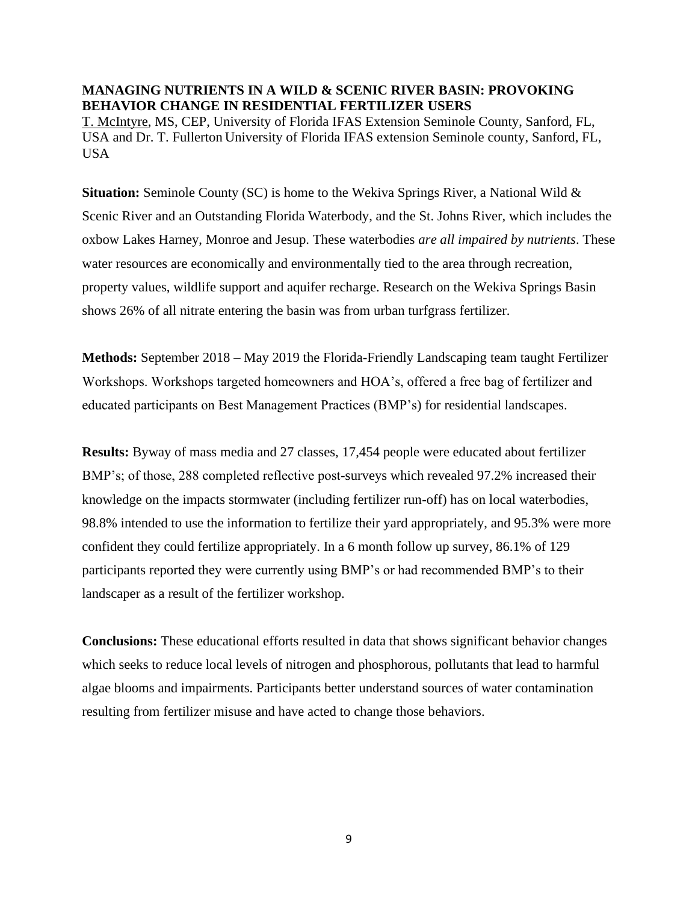**MANAGING NUTRIENTS IN A WILD & SCENIC RIVER BASIN: PROVOKING BEHAVIOR CHANGE IN RESIDENTIAL FERTILIZER USERS**

T. McIntyre, MS, CEP, University of Florida IFAS Extension Seminole County, Sanford, FL, USA and Dr. T. Fullerton University of Florida IFAS extension Seminole county, Sanford, FL, USA

**Situation:** Seminole County (SC) is home to the Wekiva Springs River, a National Wild & Scenic River and an Outstanding Florida Waterbody, and the St. Johns River, which includes the oxbow Lakes Harney, Monroe and Jesup. These waterbodies *are all impaired by nutrients*. These water resources are economically and environmentally tied to the area through recreation, property values, wildlife support and aquifer recharge. Research on the Wekiva Springs Basin shows 26% of all nitrate entering the basin was from urban turfgrass fertilizer.

**Methods:** September 2018 – May 2019 the Florida-Friendly Landscaping team taught Fertilizer Workshops. Workshops targeted homeowners and HOA's, offered a free bag of fertilizer and educated participants on Best Management Practices (BMP's) for residential landscapes.

**Results:** Byway of mass media and 27 classes, 17,454 people were educated about fertilizer BMP's; of those, 288 completed reflective post-surveys which revealed 97.2% increased their knowledge on the impacts stormwater (including fertilizer run-off) has on local waterbodies, 98.8% intended to use the information to fertilize their yard appropriately, and 95.3% were more confident they could fertilize appropriately. In a 6 month follow up survey, 86.1% of 129 participants reported they were currently using BMP's or had recommended BMP's to their landscaper as a result of the fertilizer workshop.

**Conclusions:** These educational efforts resulted in data that shows significant behavior changes which seeks to reduce local levels of nitrogen and phosphorous, pollutants that lead to harmful algae blooms and impairments. Participants better understand sources of water contamination resulting from fertilizer misuse and have acted to change those behaviors.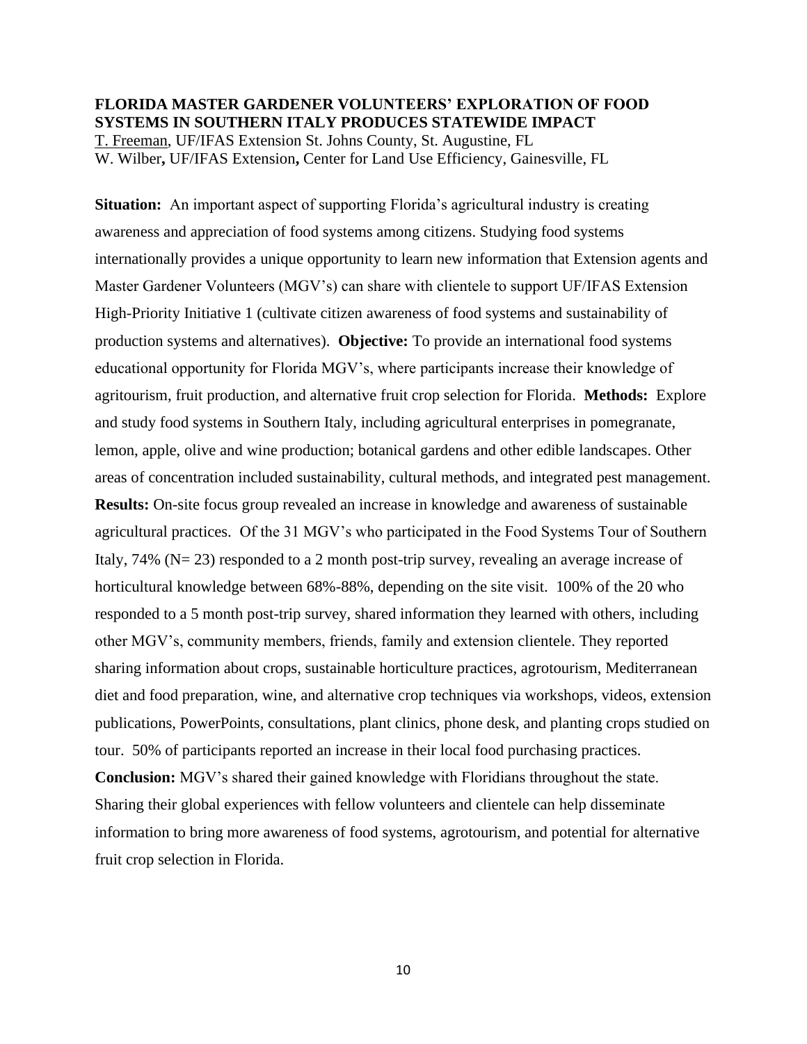**FLORIDA MASTER GARDENER VOLUNTEERS' EXPLORATION OF FOOD SYSTEMS IN SOUTHERN ITALY PRODUCES STATEWIDE IMPACT**

T. Freeman, UF/IFAS Extension St. Johns County, St. Augustine, FL
W. Wilber**,** UF/IFAS Extension**,** Center for Land Use Efficiency, Gainesville, FL

**Situation:** An important aspect of supporting Florida's agricultural industry is creating awareness and appreciation of food systems among citizens. Studying food systems internationally provides a unique opportunity to learn new information that Extension agents and Master Gardener Volunteers (MGV's) can share with clientele to support UF/IFAS Extension High-Priority Initiative 1 (cultivate citizen awareness of food systems and sustainability of production systems and alternatives). **Objective:** To provide an international food systems educational opportunity for Florida MGV's, where participants increase their knowledge of agritourism, fruit production, and alternative fruit crop selection for Florida. **Methods:** Explore and study food systems in Southern Italy, including agricultural enterprises in pomegranate, lemon, apple, olive and wine production; botanical gardens and other edible landscapes. Other areas of concentration included sustainability, cultural methods, and integrated pest management. **Results:** On-site focus group revealed an increase in knowledge and awareness of sustainable agricultural practices. Of the 31 MGV's who participated in the Food Systems Tour of Southern Italy, 74% (N= 23) responded to a 2 month post-trip survey, revealing an average increase of horticultural knowledge between 68%-88%, depending on the site visit. 100% of the 20 who responded to a 5 month post-trip survey, shared information they learned with others, including other MGV's, community members, friends, family and extension clientele. They reported sharing information about crops, sustainable horticulture practices, agrotourism, Mediterranean diet and food preparation, wine, and alternative crop techniques via workshops, videos, extension publications, PowerPoints, consultations, plant clinics, phone desk, and planting crops studied on tour. 50% of participants reported an increase in their local food purchasing practices. **Conclusion:** MGV's shared their gained knowledge with Floridians throughout the state. Sharing their global experiences with fellow volunteers and clientele can help disseminate information to bring more awareness of food systems, agrotourism, and potential for alternative fruit crop selection in Florida.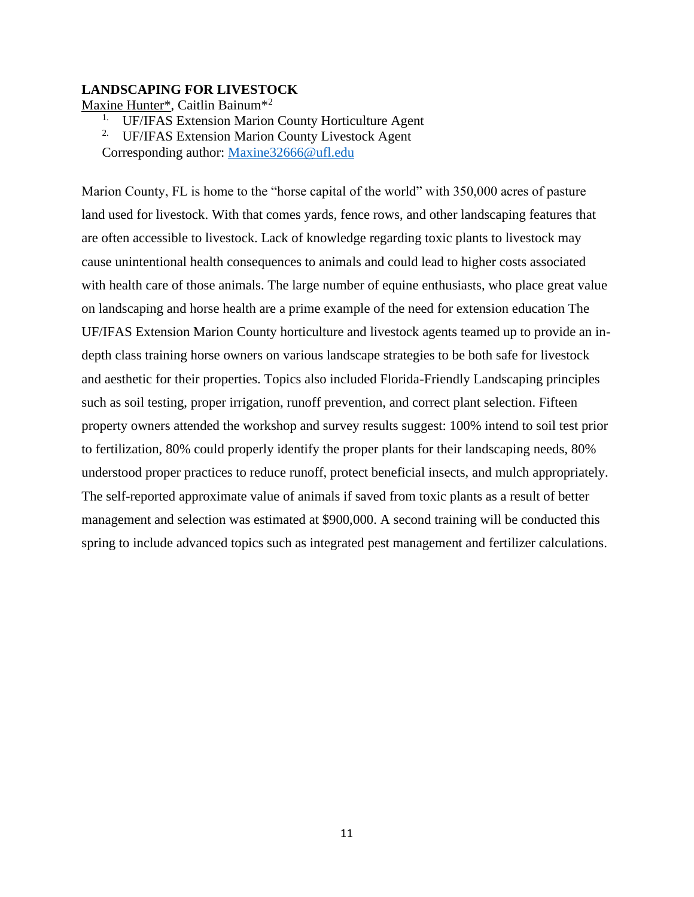## LANDSCAPING FOR LIVESTOCK

Maxine Hunter*, Caitlin Bainum*[2]

1. UF/IFAS Extension Marion County Horticulture Agent
2. UF/IFAS Extension Marion County Livestock Agent

Corresponding author: Maxine32666@ufl.edu

Marion County, FL is home to the "horse capital of the world" with 350,000 acres of pasture land used for livestock. With that comes yards, fence rows, and other landscaping features that are often accessible to livestock. Lack of knowledge regarding toxic plants to livestock may cause unintentional health consequences to animals and could lead to higher costs associated with health care of those animals. The large number of equine enthusiasts, who place great value on landscaping and horse health are a prime example of the need for extension education The UF/IFAS Extension Marion County horticulture and livestock agents teamed up to provide an in-depth class training horse owners on various landscape strategies to be both safe for livestock and aesthetic for their properties. Topics also included Florida-Friendly Landscaping principles such as soil testing, proper irrigation, runoff prevention, and correct plant selection. Fifteen property owners attended the workshop and survey results suggest: 100% intend to soil test prior to fertilization, 80% could properly identify the proper plants for their landscaping needs, 80% understood proper practices to reduce runoff, protect beneficial insects, and mulch appropriately. The self-reported approximate value of animals if saved from toxic plants as a result of better management and selection was estimated at $900,000. A second training will be conducted this spring to include advanced topics such as integrated pest management and fertilizer calculations.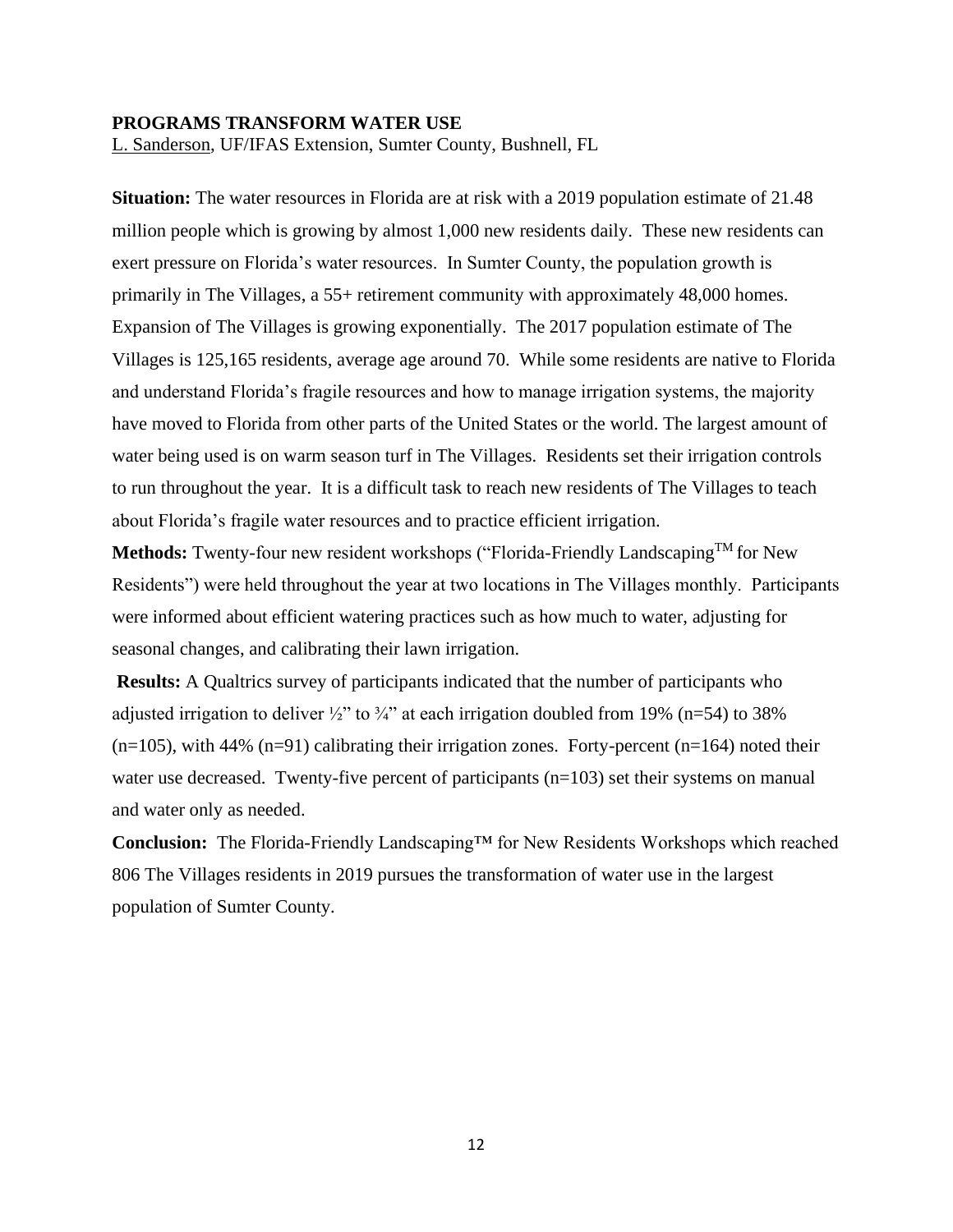**PROGRAMS TRANSFORM WATER USE**

L. Sanderson, UF/IFAS Extension, Sumter County, Bushnell, FL

**Situation:** The water resources in Florida are at risk with a 2019 population estimate of 21.48 million people which is growing by almost 1,000 new residents daily. These new residents can exert pressure on Florida's water resources. In Sumter County, the population growth is primarily in The Villages, a 55+ retirement community with approximately 48,000 homes. Expansion of The Villages is growing exponentially. The 2017 population estimate of The Villages is 125,165 residents, average age around 70. While some residents are native to Florida and understand Florida's fragile resources and how to manage irrigation systems, the majority have moved to Florida from other parts of the United States or the world. The largest amount of water being used is on warm season turf in The Villages. Residents set their irrigation controls to run throughout the year. It is a difficult task to reach new residents of The Villages to teach about Florida's fragile water resources and to practice efficient irrigation.

**Methods:** Twenty-four new resident workshops ("Florida-Friendly Landscaping™ for New Residents") were held throughout the year at two locations in The Villages monthly. Participants were informed about efficient watering practices such as how much to water, adjusting for seasonal changes, and calibrating their lawn irrigation.

**Results:** A Qualtrics survey of participants indicated that the number of participants who adjusted irrigation to deliver ½" to ¾" at each irrigation doubled from 19% (n=54) to 38% (n=105), with 44% (n=91) calibrating their irrigation zones. Forty-percent (n=164) noted their water use decreased. Twenty-five percent of participants (n=103) set their systems on manual and water only as needed.

**Conclusion:** The Florida-Friendly Landscaping™ for New Residents Workshops which reached 806 The Villages residents in 2019 pursues the transformation of water use in the largest population of Sumter County.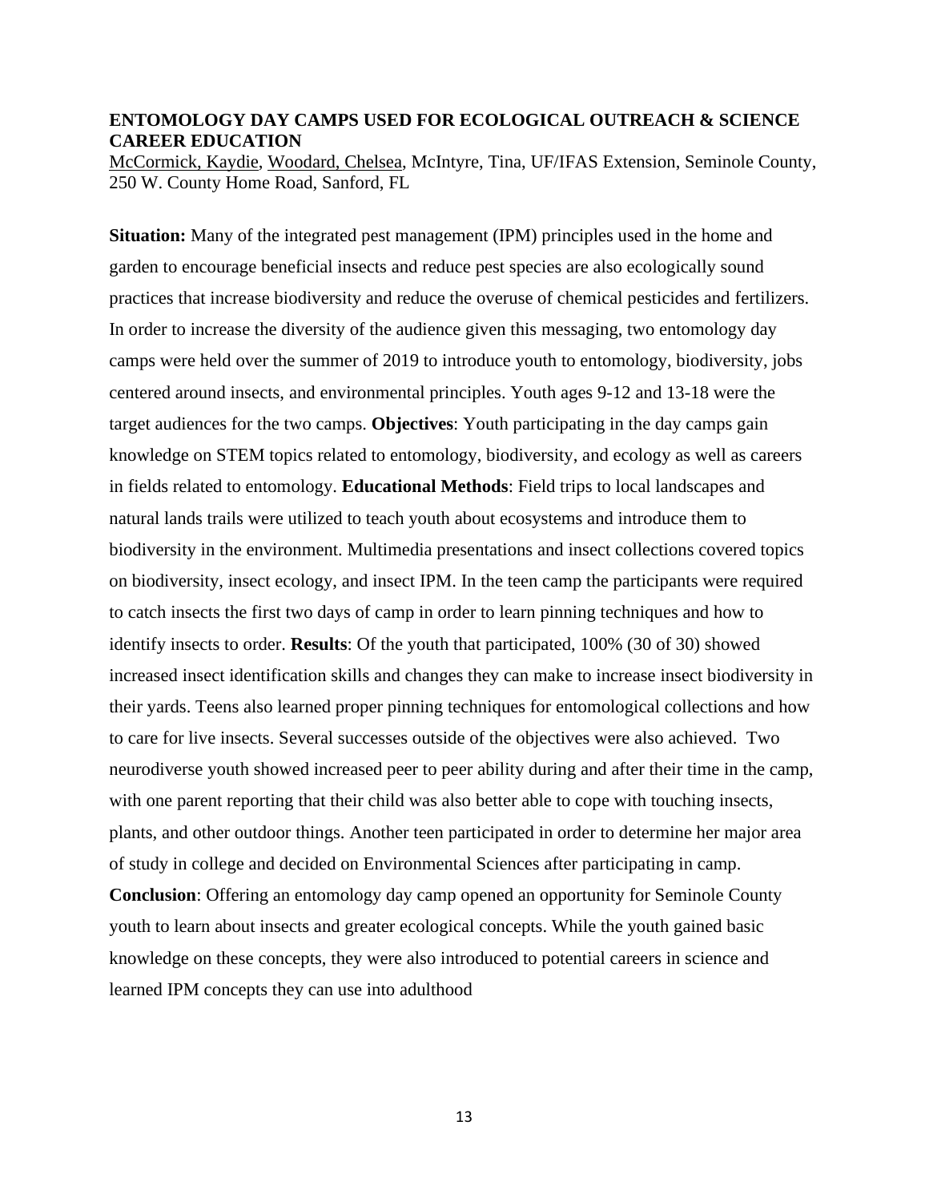### ENTOMOLOGY DAY CAMPS USED FOR ECOLOGICAL OUTREACH & SCIENCE CAREER EDUCATION

McCormick, Kaydie, Woodard, Chelsea, McIntyre, Tina, UF/IFAS Extension, Seminole County, 250 W. County Home Road, Sanford, FL

**Situation:** Many of the integrated pest management (IPM) principles used in the home and garden to encourage beneficial insects and reduce pest species are also ecologically sound practices that increase biodiversity and reduce the overuse of chemical pesticides and fertilizers. In order to increase the diversity of the audience given this messaging, two entomology day camps were held over the summer of 2019 to introduce youth to entomology, biodiversity, jobs centered around insects, and environmental principles. Youth ages 9-12 and 13-18 were the target audiences for the two camps. **Objectives**: Youth participating in the day camps gain knowledge on STEM topics related to entomology, biodiversity, and ecology as well as careers in fields related to entomology. **Educational Methods**: Field trips to local landscapes and natural lands trails were utilized to teach youth about ecosystems and introduce them to biodiversity in the environment. Multimedia presentations and insect collections covered topics on biodiversity, insect ecology, and insect IPM. In the teen camp the participants were required to catch insects the first two days of camp in order to learn pinning techniques and how to identify insects to order. **Results**: Of the youth that participated, 100% (30 of 30) showed increased insect identification skills and changes they can make to increase insect biodiversity in their yards. Teens also learned proper pinning techniques for entomological collections and how to care for live insects. Several successes outside of the objectives were also achieved. Two neurodiverse youth showed increased peer to peer ability during and after their time in the camp, with one parent reporting that their child was also better able to cope with touching insects, plants, and other outdoor things. Another teen participated in order to determine her major area of study in college and decided on Environmental Sciences after participating in camp. **Conclusion**: Offering an entomology day camp opened an opportunity for Seminole County youth to learn about insects and greater ecological concepts. While the youth gained basic knowledge on these concepts, they were also introduced to potential careers in science and learned IPM concepts they can use into adulthood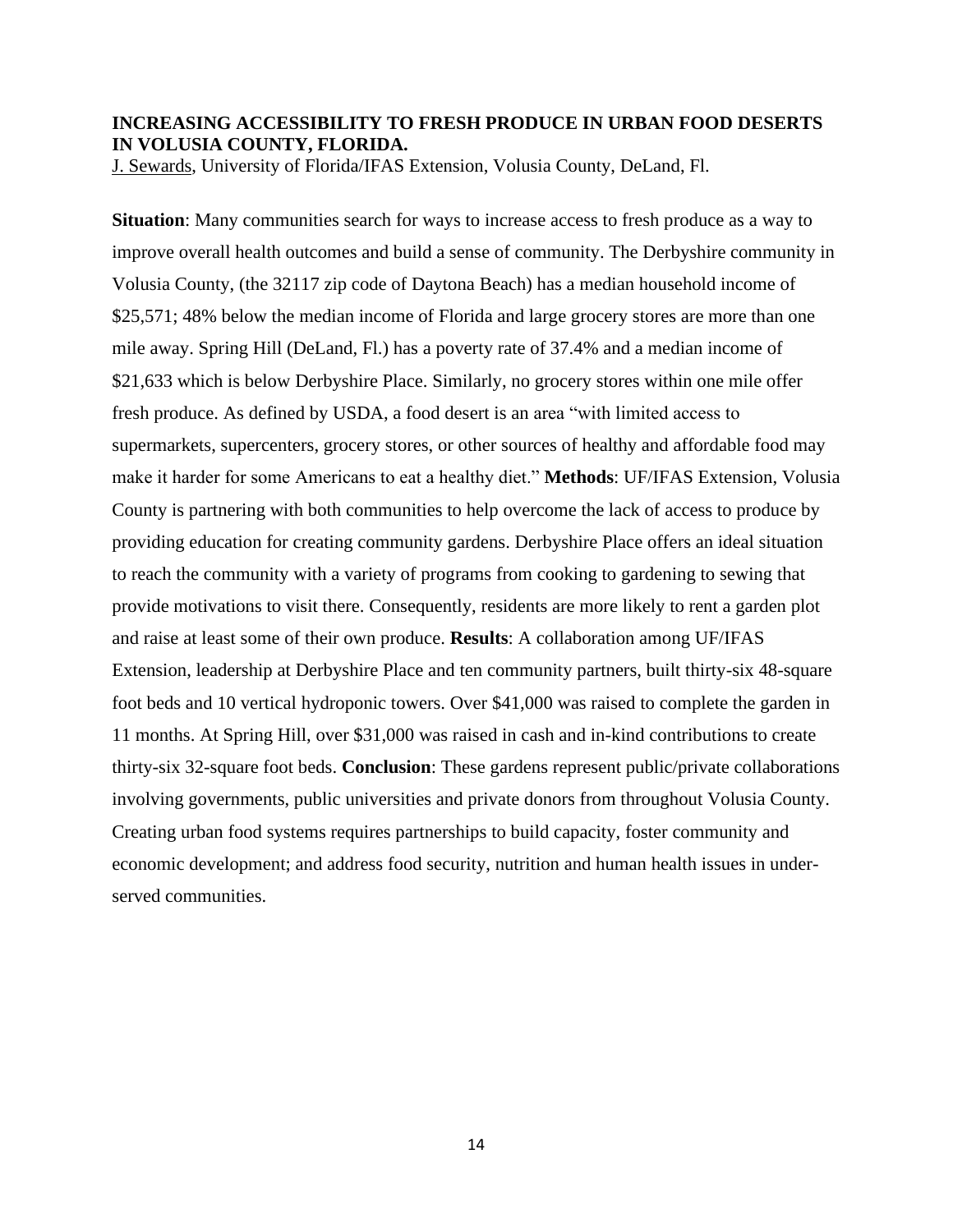**INCREASING ACCESSIBILITY TO FRESH PRODUCE IN URBAN FOOD DESERTS IN VOLUSIA COUNTY, FLORIDA.**

J. Sewards, University of Florida/IFAS Extension, Volusia County, DeLand, Fl.

**Situation**: Many communities search for ways to increase access to fresh produce as a way to improve overall health outcomes and build a sense of community. The Derbyshire community in Volusia County, (the 32117 zip code of Daytona Beach) has a median household income of \$25,571; 48% below the median income of Florida and large grocery stores are more than one mile away. Spring Hill (DeLand, Fl.) has a poverty rate of 37.4% and a median income of \$21,633 which is below Derbyshire Place. Similarly, no grocery stores within one mile offer fresh produce. As defined by USDA, a food desert is an area "with limited access to supermarkets, supercenters, grocery stores, or other sources of healthy and affordable food may make it harder for some Americans to eat a healthy diet." **Methods**: UF/IFAS Extension, Volusia County is partnering with both communities to help overcome the lack of access to produce by providing education for creating community gardens. Derbyshire Place offers an ideal situation to reach the community with a variety of programs from cooking to gardening to sewing that provide motivations to visit there. Consequently, residents are more likely to rent a garden plot and raise at least some of their own produce. **Results**: A collaboration among UF/IFAS Extension, leadership at Derbyshire Place and ten community partners, built thirty-six 48-square foot beds and 10 vertical hydroponic towers. Over \$41,000 was raised to complete the garden in 11 months. At Spring Hill, over \$31,000 was raised in cash and in-kind contributions to create thirty-six 32-square foot beds. **Conclusion**: These gardens represent public/private collaborations involving governments, public universities and private donors from throughout Volusia County. Creating urban food systems requires partnerships to build capacity, foster community and economic development; and address food security, nutrition and human health issues in under-served communities.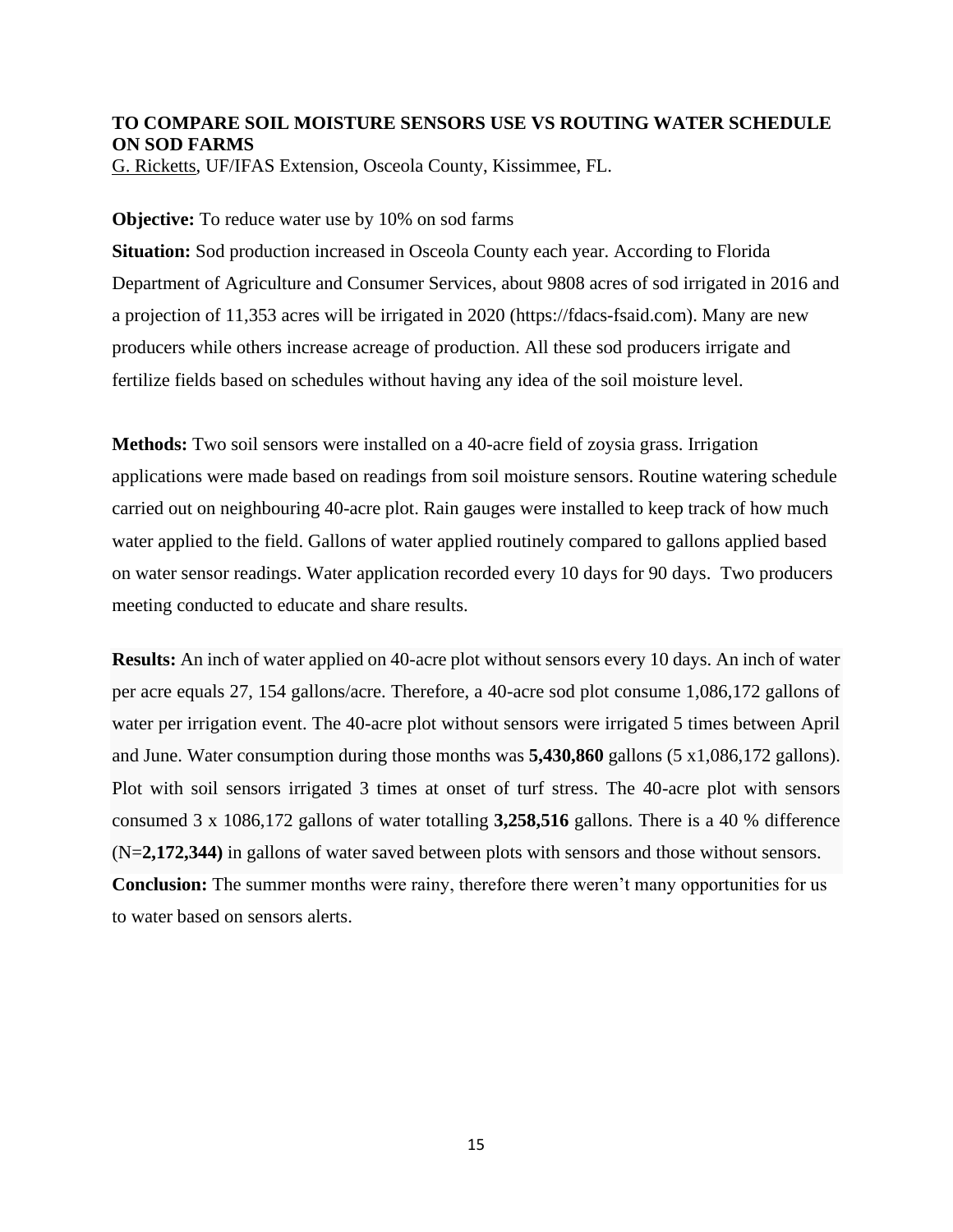**TO COMPARE SOIL MOISTURE SENSORS USE VS ROUTING WATER SCHEDULE ON SOD FARMS**

G. Ricketts, UF/IFAS Extension, Osceola County, Kissimmee, FL.

**Objective:** To reduce water use by 10% on sod farms

**Situation:** Sod production increased in Osceola County each year. According to Florida Department of Agriculture and Consumer Services, about 9808 acres of sod irrigated in 2016 and a projection of 11,353 acres will be irrigated in 2020 (https://fdacs-fsaid.com). Many are new producers while others increase acreage of production. All these sod producers irrigate and fertilize fields based on schedules without having any idea of the soil moisture level.

**Methods:** Two soil sensors were installed on a 40-acre field of zoysia grass. Irrigation applications were made based on readings from soil moisture sensors. Routine watering schedule carried out on neighbouring 40-acre plot. Rain gauges were installed to keep track of how much water applied to the field. Gallons of water applied routinely compared to gallons applied based on water sensor readings. Water application recorded every 10 days for 90 days. Two producers meeting conducted to educate and share results.

**Results:** An inch of water applied on 40-acre plot without sensors every 10 days. An inch of water per acre equals 27, 154 gallons/acre. Therefore, a 40-acre sod plot consume 1,086,172 gallons of water per irrigation event. The 40-acre plot without sensors were irrigated 5 times between April and June. Water consumption during those months was **5,430,860** gallons (5 x1,086,172 gallons). Plot with soil sensors irrigated 3 times at onset of turf stress. The 40-acre plot with sensors consumed 3 x 1086,172 gallons of water totalling **3,258,516** gallons. There is a 40 % difference (N=**2,172,344)** in gallons of water saved between plots with sensors and those without sensors.

**Conclusion:** The summer months were rainy, therefore there weren't many opportunities for us to water based on sensors alerts.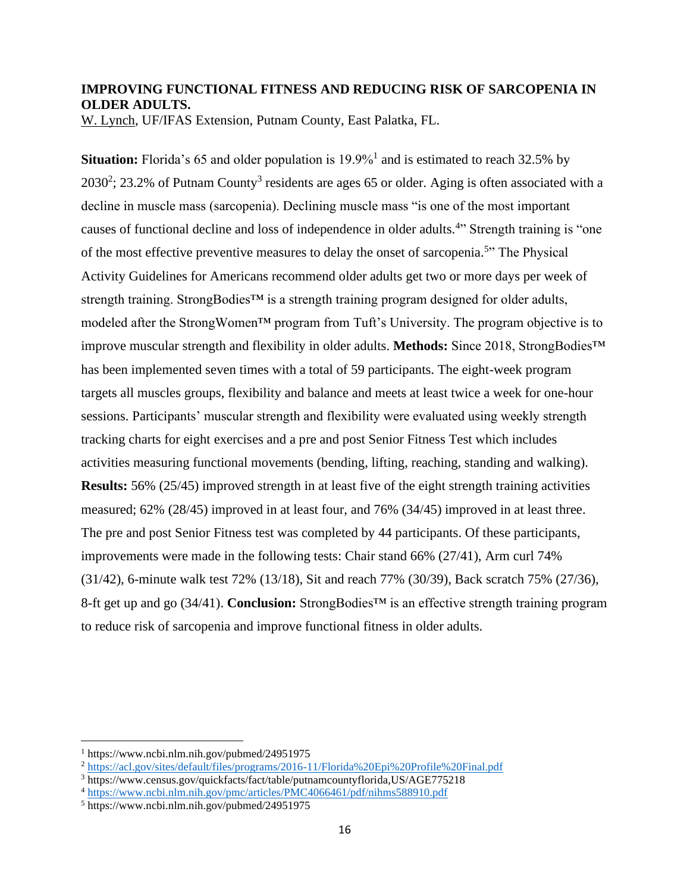## IMPROVING FUNCTIONAL FITNESS AND REDUCING RISK OF SARCOPENIA IN OLDER ADULTS.

W. Lynch, UF/IFAS Extension, Putnam County, East Palatka, FL.

**Situation:** Florida's 65 and older population is 19.9%[1] and is estimated to reach 32.5% by 2030[2]; 23.2% of Putnam County[3] residents are ages 65 or older. Aging is often associated with a decline in muscle mass (sarcopenia). Declining muscle mass "is one of the most important causes of functional decline and loss of independence in older adults.[4]" Strength training is "one of the most effective preventive measures to delay the onset of sarcopenia.[5]" The Physical Activity Guidelines for Americans recommend older adults get two or more days per week of strength training. StrongBodies™ is a strength training program designed for older adults, modeled after the StrongWomen™ program from Tuft's University. The program objective is to improve muscular strength and flexibility in older adults. **Methods:** Since 2018, StrongBodies™ has been implemented seven times with a total of 59 participants. The eight-week program targets all muscles groups, flexibility and balance and meets at least twice a week for one-hour sessions. Participants' muscular strength and flexibility were evaluated using weekly strength tracking charts for eight exercises and a pre and post Senior Fitness Test which includes activities measuring functional movements (bending, lifting, reaching, standing and walking). **Results:** 56% (25/45) improved strength in at least five of the eight strength training activities measured; 62% (28/45) improved in at least four, and 76% (34/45) improved in at least three. The pre and post Senior Fitness test was completed by 44 participants. Of these participants, improvements were made in the following tests: Chair stand 66% (27/41), Arm curl 74% (31/42), 6-minute walk test 72% (13/18), Sit and reach 77% (30/39), Back scratch 75% (27/36), 8-ft get up and go (34/41). **Conclusion:** StrongBodies™ is an effective strength training program to reduce risk of sarcopenia and improve functional fitness in older adults.

---

[1] https://www.ncbi.nlm.nih.gov/pubmed/24951975

[2] https://acl.gov/sites/default/files/programs/2016-11/Florida%20Epi%20Profile%20Final.pdf

[3] https://www.census.gov/quickfacts/fact/table/putnamcountyflorida,US/AGE775218

[4] https://www.ncbi.nlm.nih.gov/pmc/articles/PMC4066461/pdf/nihms588910.pdf

[5] https://www.ncbi.nlm.nih.gov/pubmed/24951975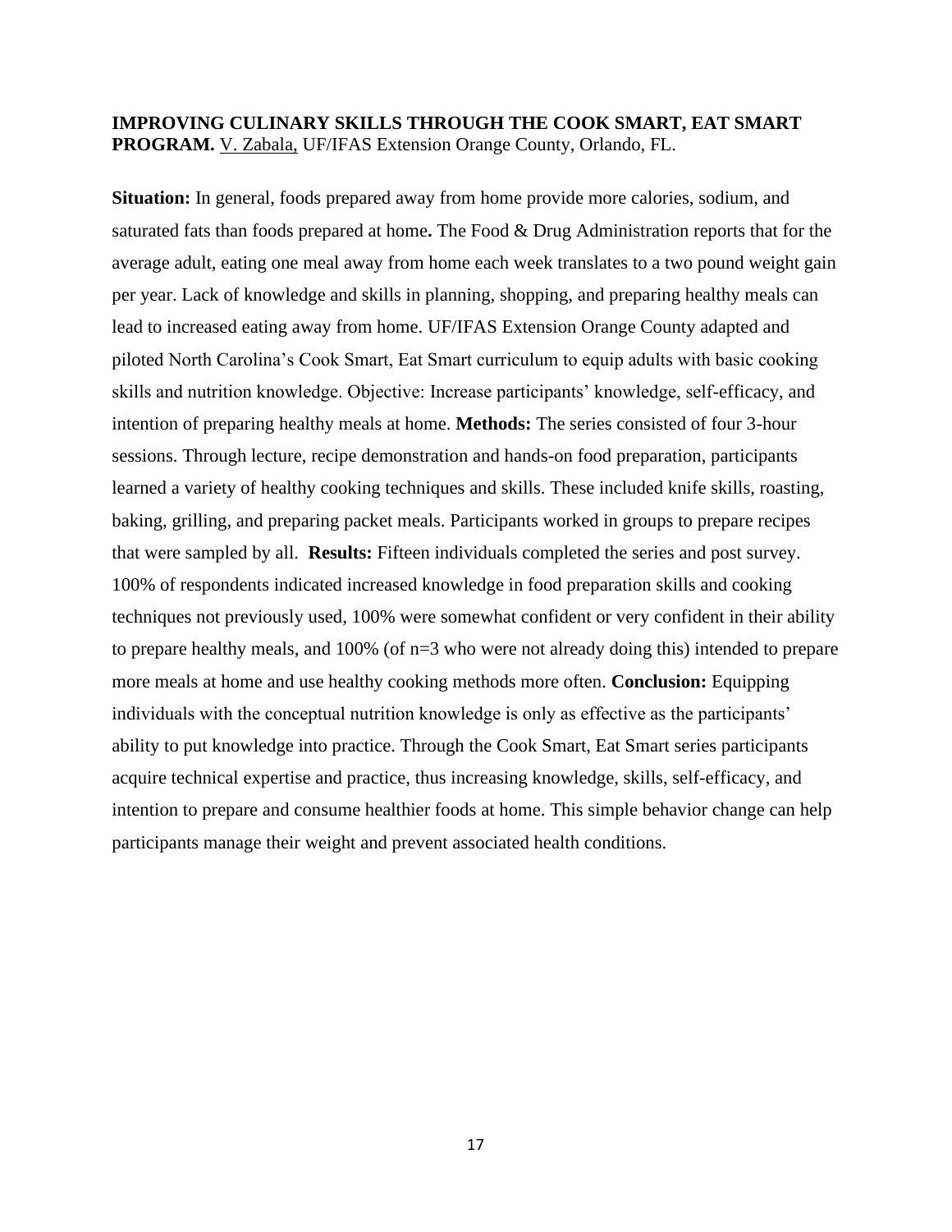**IMPROVING CULINARY SKILLS THROUGH THE COOK SMART, EAT SMART PROGRAM.** V. Zabala, UF/IFAS Extension Orange County, Orlando, FL.

**Situation:** In general, foods prepared away from home provide more calories, sodium, and saturated fats than foods prepared at home**.** The Food & Drug Administration reports that for the average adult, eating one meal away from home each week translates to a two pound weight gain per year. Lack of knowledge and skills in planning, shopping, and preparing healthy meals can lead to increased eating away from home. UF/IFAS Extension Orange County adapted and piloted North Carolina's Cook Smart, Eat Smart curriculum to equip adults with basic cooking skills and nutrition knowledge. Objective: Increase participants' knowledge, self-efficacy, and intention of preparing healthy meals at home. **Methods:** The series consisted of four 3-hour sessions. Through lecture, recipe demonstration and hands-on food preparation, participants learned a variety of healthy cooking techniques and skills. These included knife skills, roasting, baking, grilling, and preparing packet meals. Participants worked in groups to prepare recipes that were sampled by all. **Results:** Fifteen individuals completed the series and post survey. 100% of respondents indicated increased knowledge in food preparation skills and cooking techniques not previously used, 100% were somewhat confident or very confident in their ability to prepare healthy meals, and 100% (of n=3 who were not already doing this) intended to prepare more meals at home and use healthy cooking methods more often. **Conclusion:** Equipping individuals with the conceptual nutrition knowledge is only as effective as the participants' ability to put knowledge into practice. Through the Cook Smart, Eat Smart series participants acquire technical expertise and practice, thus increasing knowledge, skills, self-efficacy, and intention to prepare and consume healthier foods at home. This simple behavior change can help participants manage their weight and prevent associated health conditions.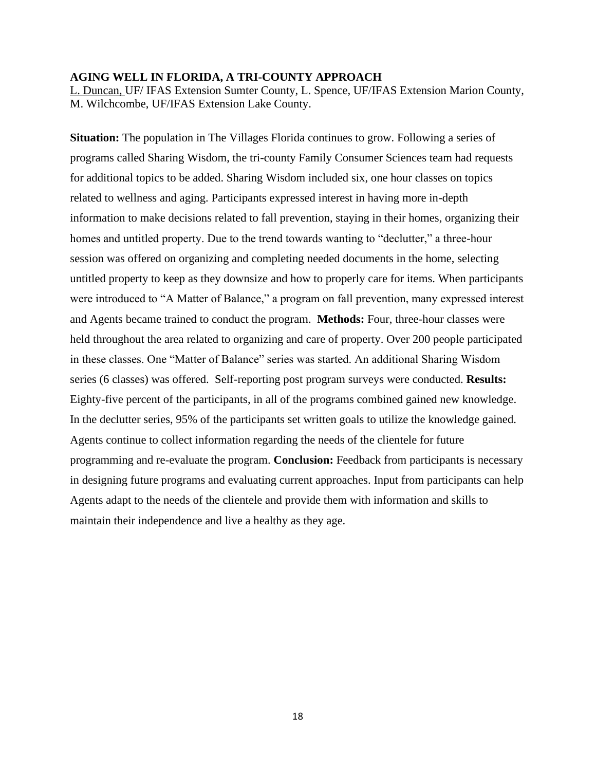**AGING WELL IN FLORIDA, A TRI-COUNTY APPROACH**

L. Duncan, UF/ IFAS Extension Sumter County, L. Spence, UF/IFAS Extension Marion County, M. Wilchcombe, UF/IFAS Extension Lake County.

**Situation:** The population in The Villages Florida continues to grow. Following a series of programs called Sharing Wisdom, the tri-county Family Consumer Sciences team had requests for additional topics to be added. Sharing Wisdom included six, one hour classes on topics related to wellness and aging. Participants expressed interest in having more in-depth information to make decisions related to fall prevention, staying in their homes, organizing their homes and untitled property. Due to the trend towards wanting to "declutter," a three-hour session was offered on organizing and completing needed documents in the home, selecting untitled property to keep as they downsize and how to properly care for items. When participants were introduced to "A Matter of Balance," a program on fall prevention, many expressed interest and Agents became trained to conduct the program. **Methods:** Four, three-hour classes were held throughout the area related to organizing and care of property. Over 200 people participated in these classes. One "Matter of Balance" series was started. An additional Sharing Wisdom series (6 classes) was offered. Self-reporting post program surveys were conducted. **Results:** Eighty-five percent of the participants, in all of the programs combined gained new knowledge. In the declutter series, 95% of the participants set written goals to utilize the knowledge gained. Agents continue to collect information regarding the needs of the clientele for future programming and re-evaluate the program. **Conclusion:** Feedback from participants is necessary in designing future programs and evaluating current approaches. Input from participants can help Agents adapt to the needs of the clientele and provide them with information and skills to maintain their independence and live a healthy as they age.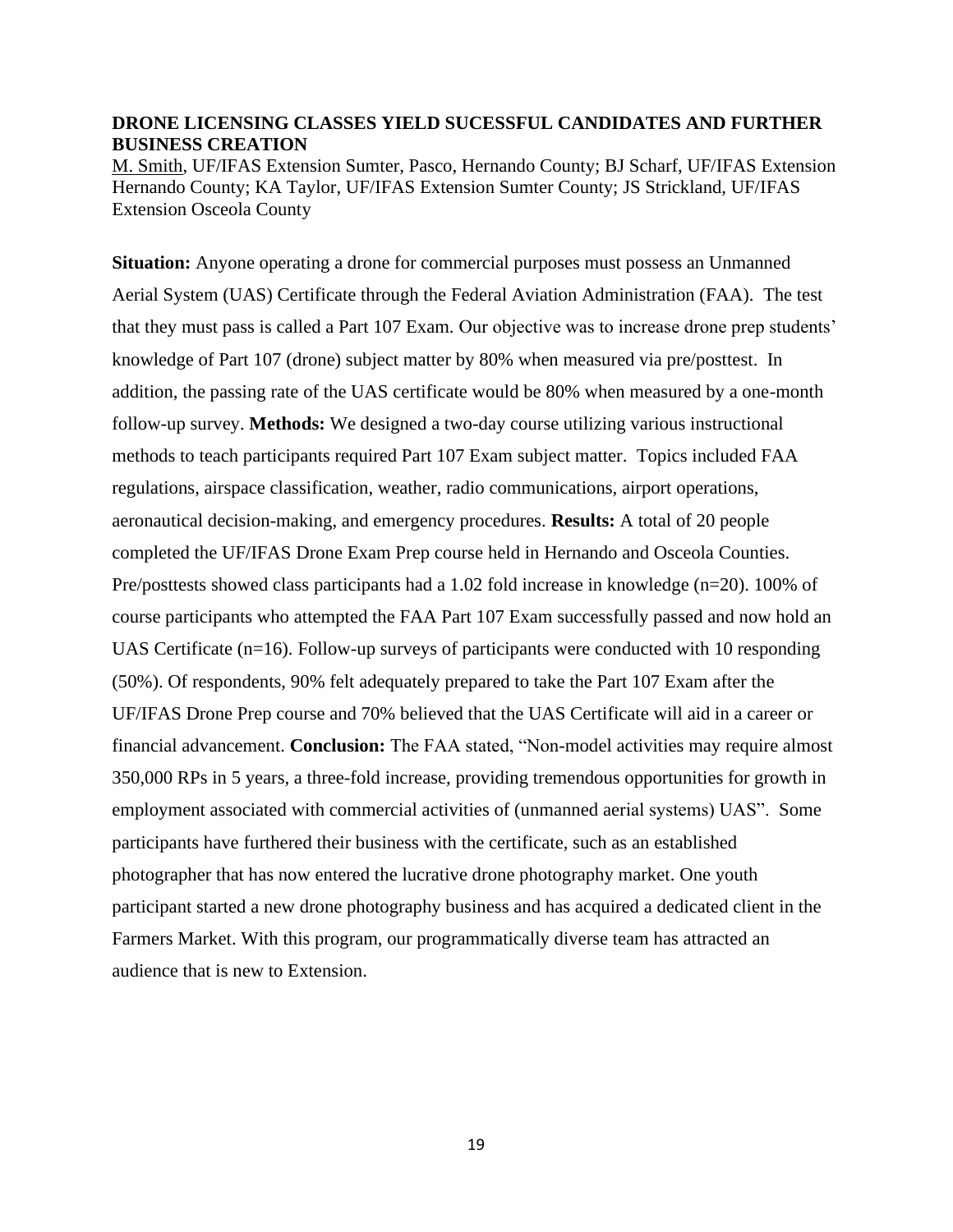**DRONE LICENSING CLASSES YIELD SUCESSFUL CANDIDATES AND FURTHER BUSINESS CREATION**

M. Smith, UF/IFAS Extension Sumter, Pasco, Hernando County; BJ Scharf, UF/IFAS Extension Hernando County; KA Taylor, UF/IFAS Extension Sumter County; JS Strickland, UF/IFAS Extension Osceola County

**Situation:** Anyone operating a drone for commercial purposes must possess an Unmanned Aerial System (UAS) Certificate through the Federal Aviation Administration (FAA). The test that they must pass is called a Part 107 Exam. Our objective was to increase drone prep students' knowledge of Part 107 (drone) subject matter by 80% when measured via pre/posttest. In addition, the passing rate of the UAS certificate would be 80% when measured by a one-month follow-up survey. **Methods:** We designed a two-day course utilizing various instructional methods to teach participants required Part 107 Exam subject matter. Topics included FAA regulations, airspace classification, weather, radio communications, airport operations, aeronautical decision-making, and emergency procedures. **Results:** A total of 20 people completed the UF/IFAS Drone Exam Prep course held in Hernando and Osceola Counties. Pre/posttests showed class participants had a 1.02 fold increase in knowledge (n=20). 100% of course participants who attempted the FAA Part 107 Exam successfully passed and now hold an UAS Certificate (n=16). Follow-up surveys of participants were conducted with 10 responding (50%). Of respondents, 90% felt adequately prepared to take the Part 107 Exam after the UF/IFAS Drone Prep course and 70% believed that the UAS Certificate will aid in a career or financial advancement. **Conclusion:** The FAA stated, "Non-model activities may require almost 350,000 RPs in 5 years, a three-fold increase, providing tremendous opportunities for growth in employment associated with commercial activities of (unmanned aerial systems) UAS". Some participants have furthered their business with the certificate, such as an established photographer that has now entered the lucrative drone photography market. One youth participant started a new drone photography business and has acquired a dedicated client in the Farmers Market. With this program, our programmatically diverse team has attracted an audience that is new to Extension.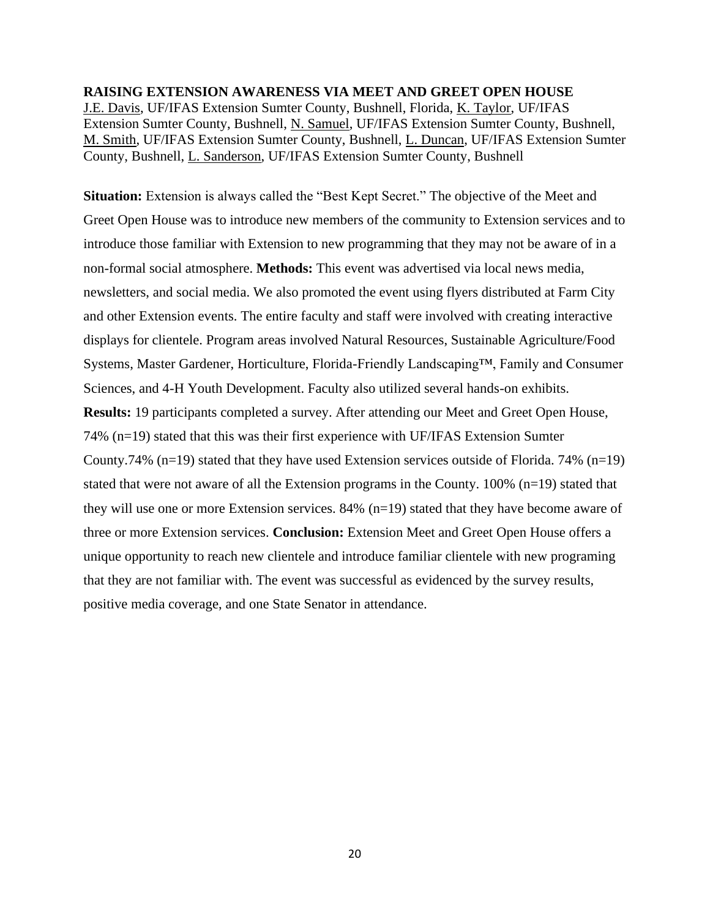**RAISING EXTENSION AWARENESS VIA MEET AND GREET OPEN HOUSE**

J.E. Davis, UF/IFAS Extension Sumter County, Bushnell, Florida, K. Taylor, UF/IFAS Extension Sumter County, Bushnell, N. Samuel, UF/IFAS Extension Sumter County, Bushnell, M. Smith, UF/IFAS Extension Sumter County, Bushnell, L. Duncan, UF/IFAS Extension Sumter County, Bushnell, L. Sanderson, UF/IFAS Extension Sumter County, Bushnell

**Situation:** Extension is always called the "Best Kept Secret." The objective of the Meet and Greet Open House was to introduce new members of the community to Extension services and to introduce those familiar with Extension to new programming that they may not be aware of in a non-formal social atmosphere. **Methods:** This event was advertised via local news media, newsletters, and social media. We also promoted the event using flyers distributed at Farm City and other Extension events. The entire faculty and staff were involved with creating interactive displays for clientele. Program areas involved Natural Resources, Sustainable Agriculture/Food Systems, Master Gardener, Horticulture, Florida-Friendly Landscaping™, Family and Consumer Sciences, and 4-H Youth Development. Faculty also utilized several hands-on exhibits. **Results:** 19 participants completed a survey. After attending our Meet and Greet Open House, 74% (n=19) stated that this was their first experience with UF/IFAS Extension Sumter County.74% (n=19) stated that they have used Extension services outside of Florida. 74% (n=19) stated that were not aware of all the Extension programs in the County. 100% (n=19) stated that they will use one or more Extension services. 84% (n=19) stated that they have become aware of three or more Extension services. **Conclusion:** Extension Meet and Greet Open House offers a unique opportunity to reach new clientele and introduce familiar clientele with new programing that they are not familiar with. The event was successful as evidenced by the survey results, positive media coverage, and one State Senator in attendance.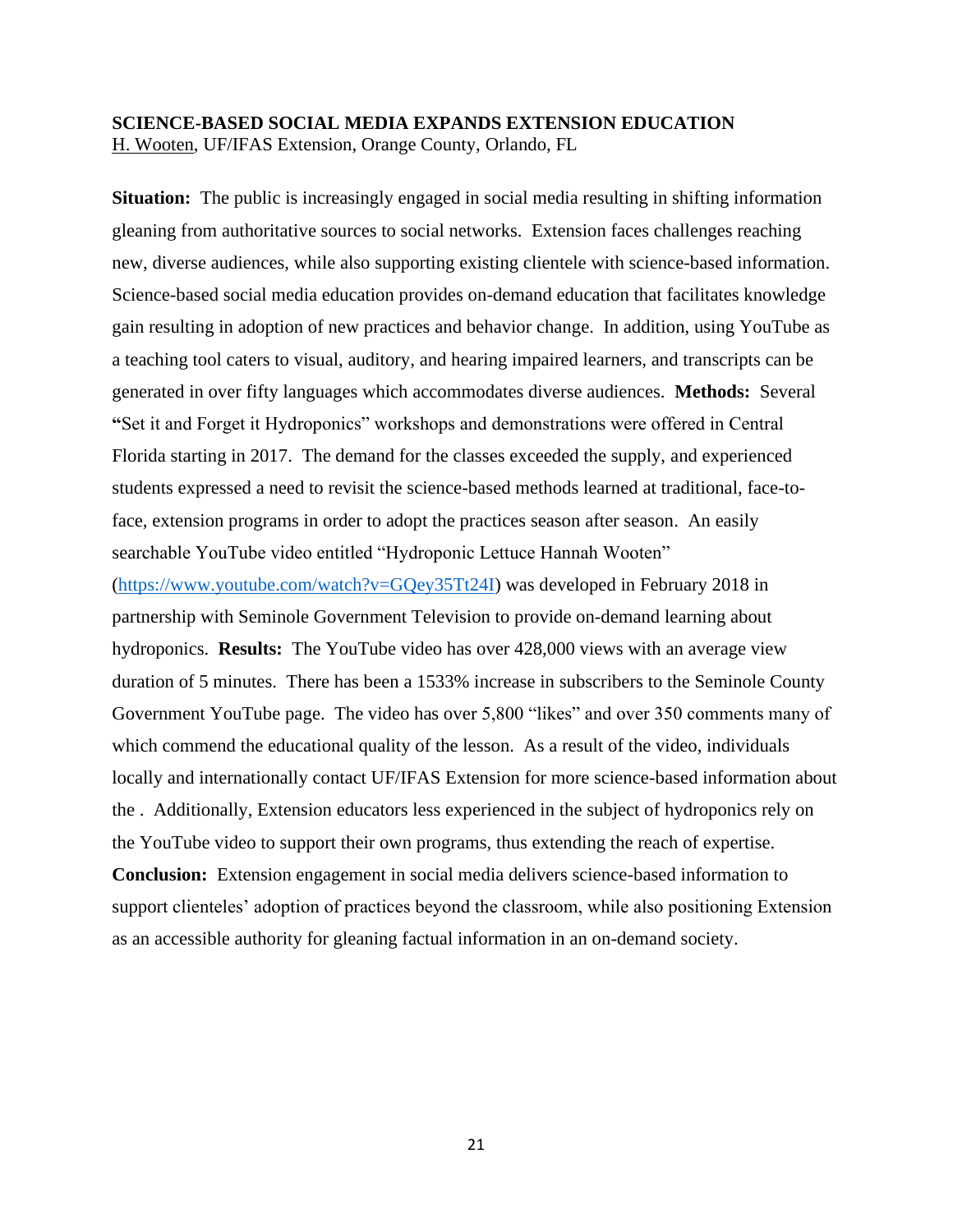**SCIENCE-BASED SOCIAL MEDIA EXPANDS EXTENSION EDUCATION**
H. Wooten, UF/IFAS Extension, Orange County, Orlando, FL

**Situation:** The public is increasingly engaged in social media resulting in shifting information gleaning from authoritative sources to social networks. Extension faces challenges reaching new, diverse audiences, while also supporting existing clientele with science-based information. Science-based social media education provides on-demand education that facilitates knowledge gain resulting in adoption of new practices and behavior change. In addition, using YouTube as a teaching tool caters to visual, auditory, and hearing impaired learners, and transcripts can be generated in over fifty languages which accommodates diverse audiences. **Methods:** Several **"**Set it and Forget it Hydroponics" workshops and demonstrations were offered in Central Florida starting in 2017. The demand for the classes exceeded the supply, and experienced students expressed a need to revisit the science-based methods learned at traditional, face-to-face, extension programs in order to adopt the practices season after season. An easily searchable YouTube video entitled "Hydroponic Lettuce Hannah Wooten" (https://www.youtube.com/watch?v=GQey35Tt24I) was developed in February 2018 in partnership with Seminole Government Television to provide on-demand learning about hydroponics. **Results:** The YouTube video has over 428,000 views with an average view duration of 5 minutes. There has been a 1533% increase in subscribers to the Seminole County Government YouTube page. The video has over 5,800 "likes" and over 350 comments many of which commend the educational quality of the lesson. As a result of the video, individuals locally and internationally contact UF/IFAS Extension for more science-based information about the . Additionally, Extension educators less experienced in the subject of hydroponics rely on the YouTube video to support their own programs, thus extending the reach of expertise. **Conclusion:** Extension engagement in social media delivers science-based information to support clienteles' adoption of practices beyond the classroom, while also positioning Extension as an accessible authority for gleaning factual information in an on-demand society.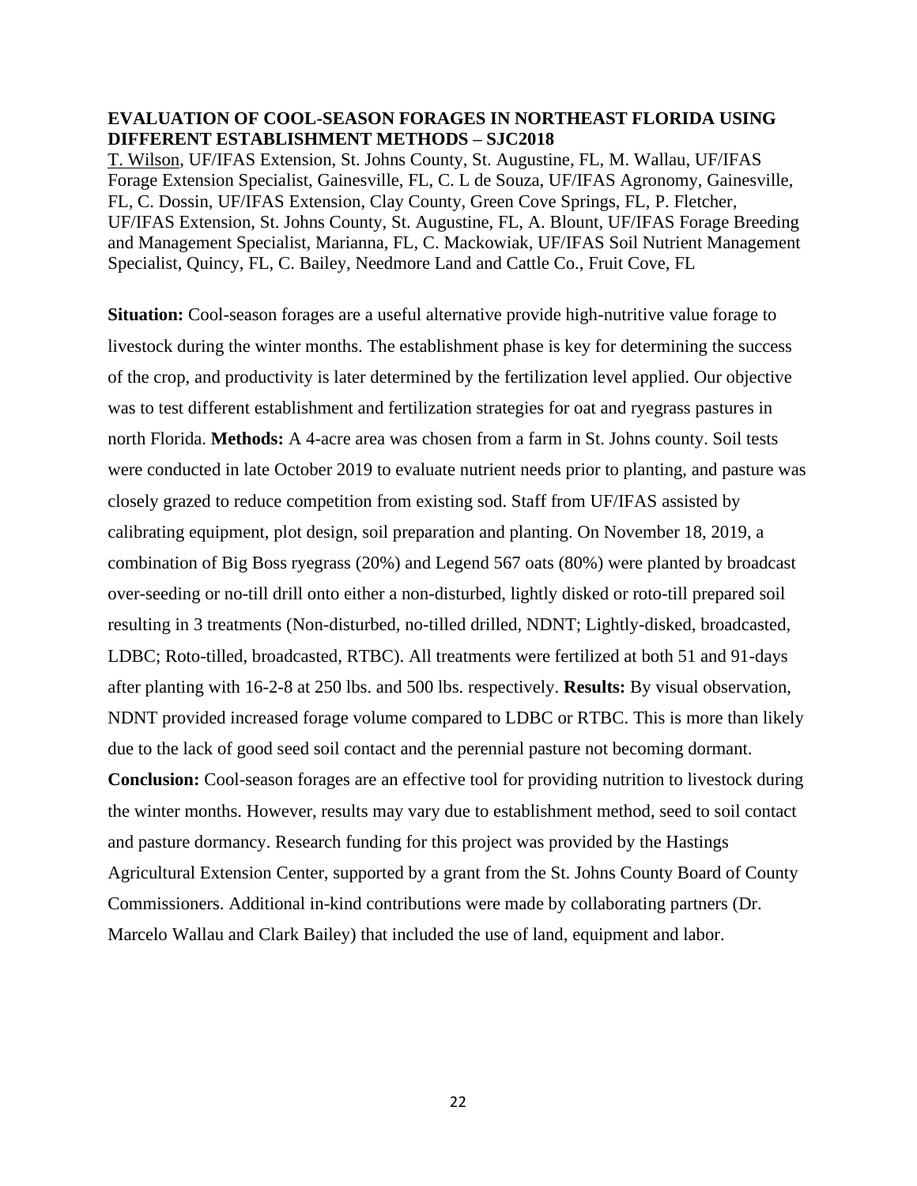**EVALUATION OF COOL-SEASON FORAGES IN NORTHEAST FLORIDA USING DIFFERENT ESTABLISHMENT METHODS – SJC2018**

T. Wilson, UF/IFAS Extension, St. Johns County, St. Augustine, FL, M. Wallau, UF/IFAS Forage Extension Specialist, Gainesville, FL, C. L de Souza, UF/IFAS Agronomy, Gainesville, FL, C. Dossin, UF/IFAS Extension, Clay County, Green Cove Springs, FL, P. Fletcher, UF/IFAS Extension, St. Johns County, St. Augustine, FL, A. Blount, UF/IFAS Forage Breeding and Management Specialist, Marianna, FL, C. Mackowiak, UF/IFAS Soil Nutrient Management Specialist, Quincy, FL, C. Bailey, Needmore Land and Cattle Co., Fruit Cove, FL

**Situation:** Cool-season forages are a useful alternative provide high-nutritive value forage to livestock during the winter months. The establishment phase is key for determining the success of the crop, and productivity is later determined by the fertilization level applied. Our objective was to test different establishment and fertilization strategies for oat and ryegrass pastures in north Florida. **Methods:** A 4-acre area was chosen from a farm in St. Johns county. Soil tests were conducted in late October 2019 to evaluate nutrient needs prior to planting, and pasture was closely grazed to reduce competition from existing sod. Staff from UF/IFAS assisted by calibrating equipment, plot design, soil preparation and planting. On November 18, 2019, a combination of Big Boss ryegrass (20%) and Legend 567 oats (80%) were planted by broadcast over-seeding or no-till drill onto either a non-disturbed, lightly disked or roto-till prepared soil resulting in 3 treatments (Non-disturbed, no-tilled drilled, NDNT; Lightly-disked, broadcasted, LDBC; Roto-tilled, broadcasted, RTBC). All treatments were fertilized at both 51 and 91-days after planting with 16-2-8 at 250 lbs. and 500 lbs. respectively. **Results:** By visual observation, NDNT provided increased forage volume compared to LDBC or RTBC. This is more than likely due to the lack of good seed soil contact and the perennial pasture not becoming dormant. **Conclusion:** Cool-season forages are an effective tool for providing nutrition to livestock during the winter months. However, results may vary due to establishment method, seed to soil contact and pasture dormancy. Research funding for this project was provided by the Hastings Agricultural Extension Center, supported by a grant from the St. Johns County Board of County Commissioners. Additional in-kind contributions were made by collaborating partners (Dr. Marcelo Wallau and Clark Bailey) that included the use of land, equipment and labor.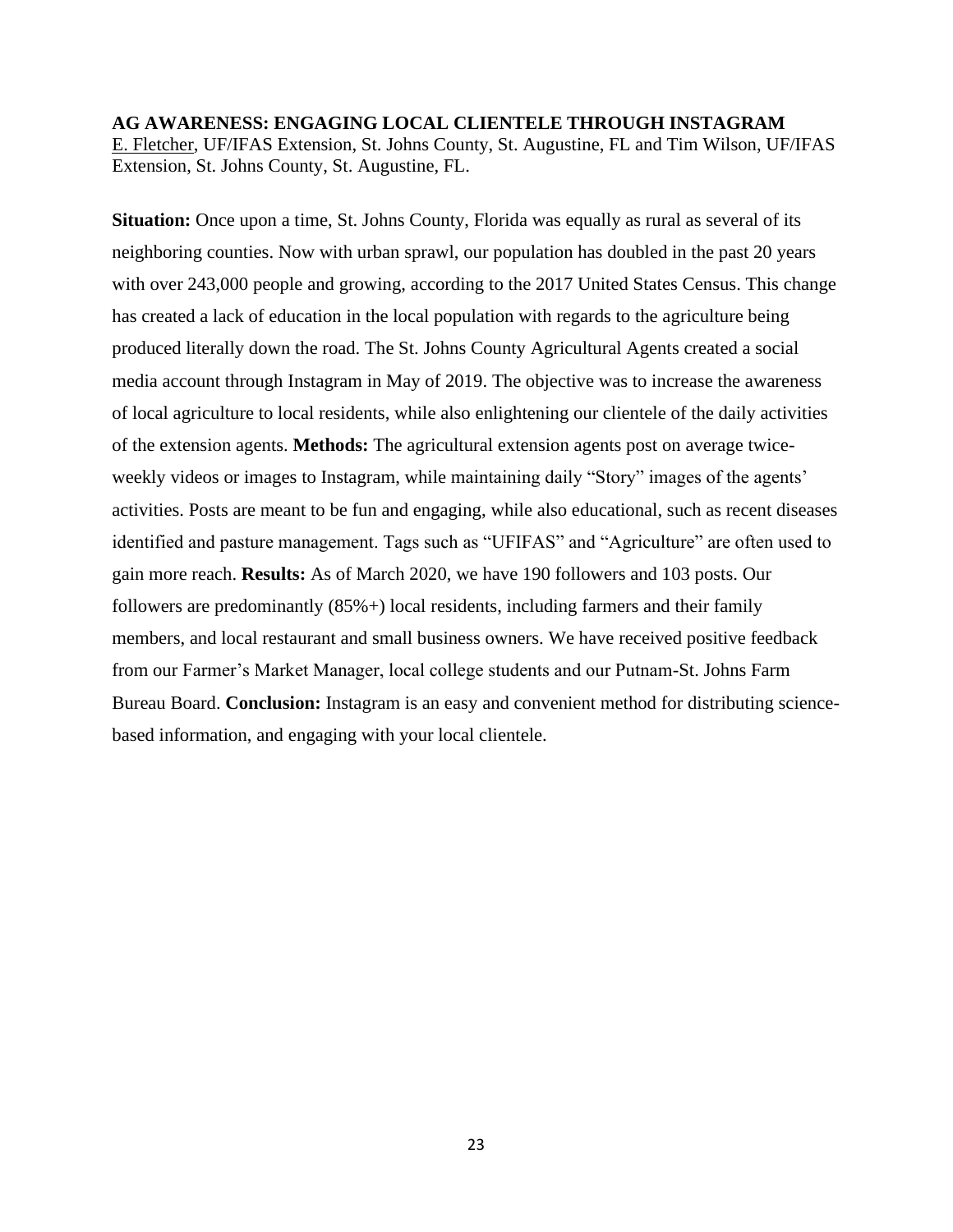**AG AWARENESS: ENGAGING LOCAL CLIENTELE THROUGH INSTAGRAM**
E. Fletcher, UF/IFAS Extension, St. Johns County, St. Augustine, FL and Tim Wilson, UF/IFAS Extension, St. Johns County, St. Augustine, FL.

**Situation:** Once upon a time, St. Johns County, Florida was equally as rural as several of its neighboring counties. Now with urban sprawl, our population has doubled in the past 20 years with over 243,000 people and growing, according to the 2017 United States Census. This change has created a lack of education in the local population with regards to the agriculture being produced literally down the road. The St. Johns County Agricultural Agents created a social media account through Instagram in May of 2019. The objective was to increase the awareness of local agriculture to local residents, while also enlightening our clientele of the daily activities of the extension agents. **Methods:** The agricultural extension agents post on average twice-weekly videos or images to Instagram, while maintaining daily "Story" images of the agents' activities. Posts are meant to be fun and engaging, while also educational, such as recent diseases identified and pasture management. Tags such as "UFIFAS" and "Agriculture" are often used to gain more reach. **Results:** As of March 2020, we have 190 followers and 103 posts. Our followers are predominantly (85%+) local residents, including farmers and their family members, and local restaurant and small business owners. We have received positive feedback from our Farmer's Market Manager, local college students and our Putnam-St. Johns Farm Bureau Board. **Conclusion:** Instagram is an easy and convenient method for distributing science-based information, and engaging with your local clientele.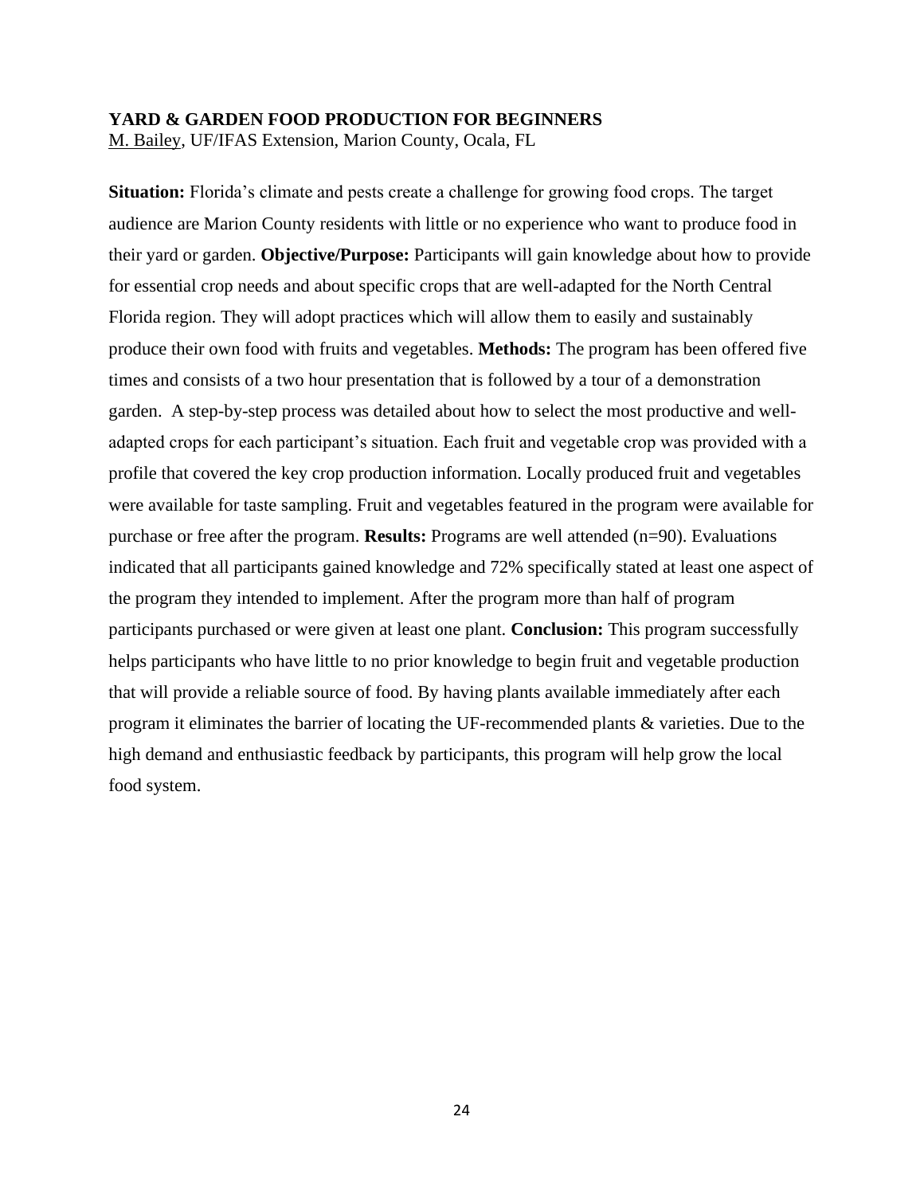**YARD & GARDEN FOOD PRODUCTION FOR BEGINNERS**

M. Bailey, UF/IFAS Extension, Marion County, Ocala, FL

**Situation:** Florida's climate and pests create a challenge for growing food crops. The target audience are Marion County residents with little or no experience who want to produce food in their yard or garden. **Objective/Purpose:** Participants will gain knowledge about how to provide for essential crop needs and about specific crops that are well-adapted for the North Central Florida region. They will adopt practices which will allow them to easily and sustainably produce their own food with fruits and vegetables. **Methods:** The program has been offered five times and consists of a two hour presentation that is followed by a tour of a demonstration garden. A step-by-step process was detailed about how to select the most productive and well-adapted crops for each participant's situation. Each fruit and vegetable crop was provided with a profile that covered the key crop production information. Locally produced fruit and vegetables were available for taste sampling. Fruit and vegetables featured in the program were available for purchase or free after the program. **Results:** Programs are well attended (n=90). Evaluations indicated that all participants gained knowledge and 72% specifically stated at least one aspect of the program they intended to implement. After the program more than half of program participants purchased or were given at least one plant. **Conclusion:** This program successfully helps participants who have little to no prior knowledge to begin fruit and vegetable production that will provide a reliable source of food. By having plants available immediately after each program it eliminates the barrier of locating the UF-recommended plants & varieties. Due to the high demand and enthusiastic feedback by participants, this program will help grow the local food system.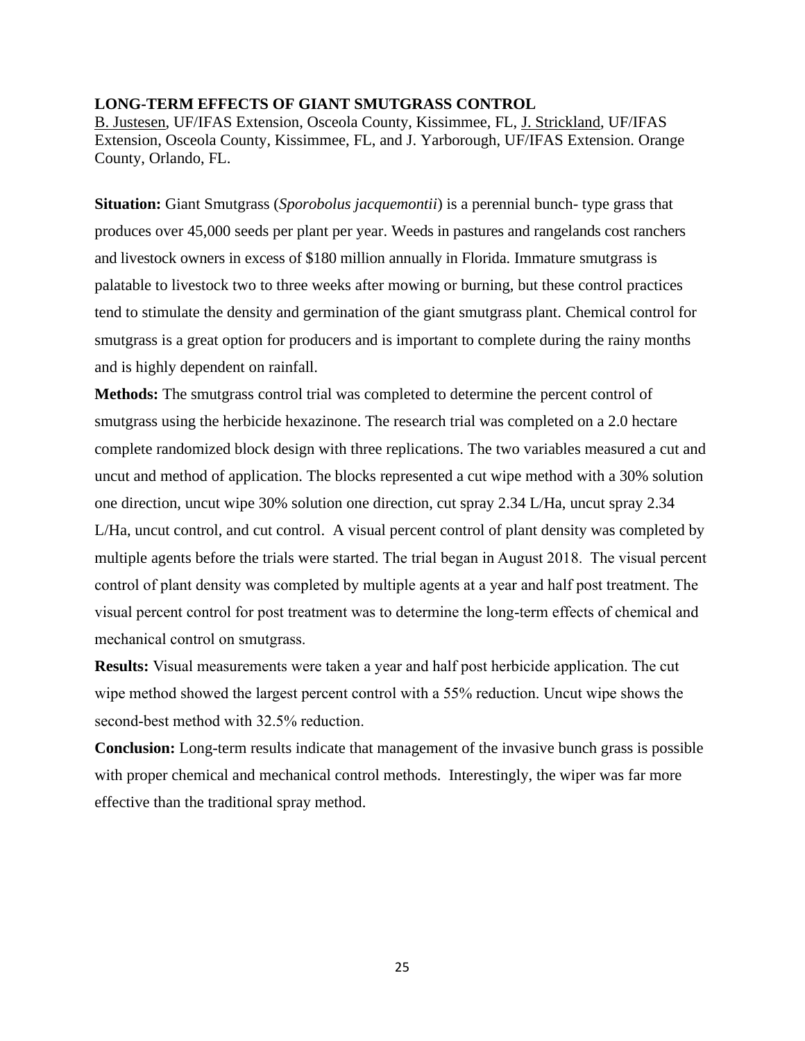**LONG-TERM EFFECTS OF GIANT SMUTGRASS CONTROL**

B. Justesen, UF/IFAS Extension, Osceola County, Kissimmee, FL, J. Strickland, UF/IFAS Extension, Osceola County, Kissimmee, FL, and J. Yarborough, UF/IFAS Extension. Orange County, Orlando, FL.

**Situation:** Giant Smutgrass (*Sporobolus jacquemontii*) is a perennial bunch- type grass that produces over 45,000 seeds per plant per year. Weeds in pastures and rangelands cost ranchers and livestock owners in excess of $180 million annually in Florida. Immature smutgrass is palatable to livestock two to three weeks after mowing or burning, but these control practices tend to stimulate the density and germination of the giant smutgrass plant. Chemical control for smutgrass is a great option for producers and is important to complete during the rainy months and is highly dependent on rainfall.

**Methods:** The smutgrass control trial was completed to determine the percent control of smutgrass using the herbicide hexazinone. The research trial was completed on a 2.0 hectare complete randomized block design with three replications. The two variables measured a cut and uncut and method of application. The blocks represented a cut wipe method with a 30% solution one direction, uncut wipe 30% solution one direction, cut spray 2.34 L/Ha, uncut spray 2.34 L/Ha, uncut control, and cut control. A visual percent control of plant density was completed by multiple agents before the trials were started. The trial began in August 2018. The visual percent control of plant density was completed by multiple agents at a year and half post treatment. The visual percent control for post treatment was to determine the long-term effects of chemical and mechanical control on smutgrass.

**Results:** Visual measurements were taken a year and half post herbicide application. The cut wipe method showed the largest percent control with a 55% reduction. Uncut wipe shows the second-best method with 32.5% reduction.

**Conclusion:** Long-term results indicate that management of the invasive bunch grass is possible with proper chemical and mechanical control methods. Interestingly, the wiper was far more effective than the traditional spray method.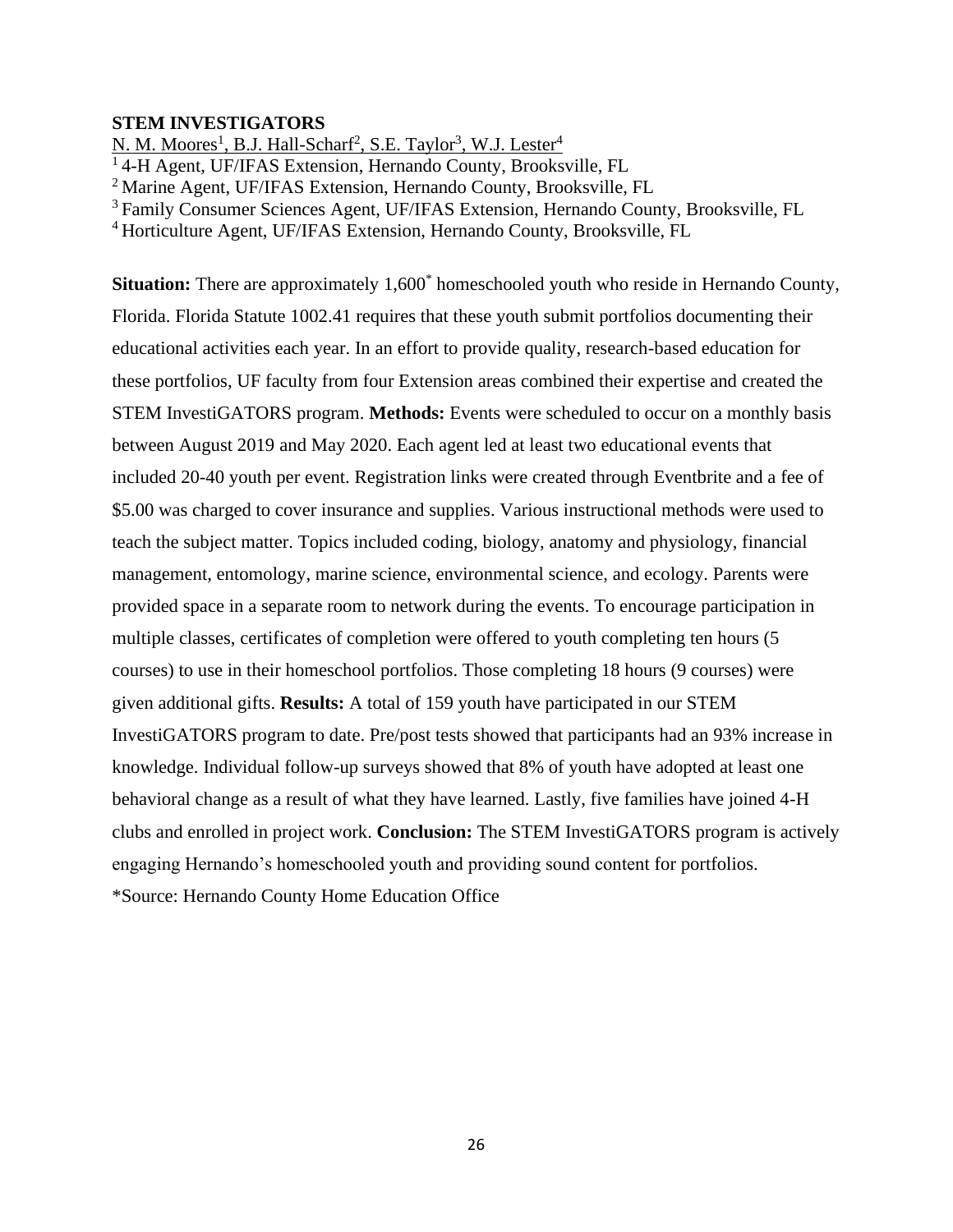**STEM INVESTIGATORS**

N. M. Moores[1], B.J. Hall-Scharf[2], S.E. Taylor[3], W.J. Lester[4]

[1] 4-H Agent, UF/IFAS Extension, Hernando County, Brooksville, FL

[2] Marine Agent, UF/IFAS Extension, Hernando County, Brooksville, FL

[3] Family Consumer Sciences Agent, UF/IFAS Extension, Hernando County, Brooksville, FL

[4] Horticulture Agent, UF/IFAS Extension, Hernando County, Brooksville, FL

**Situation:** There are approximately 1,600* homeschooled youth who reside in Hernando County, Florida. Florida Statute 1002.41 requires that these youth submit portfolios documenting their educational activities each year. In an effort to provide quality, research-based education for these portfolios, UF faculty from four Extension areas combined their expertise and created the STEM InvestiGATORS program. **Methods:** Events were scheduled to occur on a monthly basis between August 2019 and May 2020. Each agent led at least two educational events that included 20-40 youth per event. Registration links were created through Eventbrite and a fee of $5.00 was charged to cover insurance and supplies. Various instructional methods were used to teach the subject matter. Topics included coding, biology, anatomy and physiology, financial management, entomology, marine science, environmental science, and ecology. Parents were provided space in a separate room to network during the events. To encourage participation in multiple classes, certificates of completion were offered to youth completing ten hours (5 courses) to use in their homeschool portfolios. Those completing 18 hours (9 courses) were given additional gifts. **Results:** A total of 159 youth have participated in our STEM InvestiGATORS program to date. Pre/post tests showed that participants had an 93% increase in knowledge. Individual follow-up surveys showed that 8% of youth have adopted at least one behavioral change as a result of what they have learned. Lastly, five families have joined 4-H clubs and enrolled in project work. **Conclusion:** The STEM InvestiGATORS program is actively engaging Hernando's homeschooled youth and providing sound content for portfolios.

*Source: Hernando County Home Education Office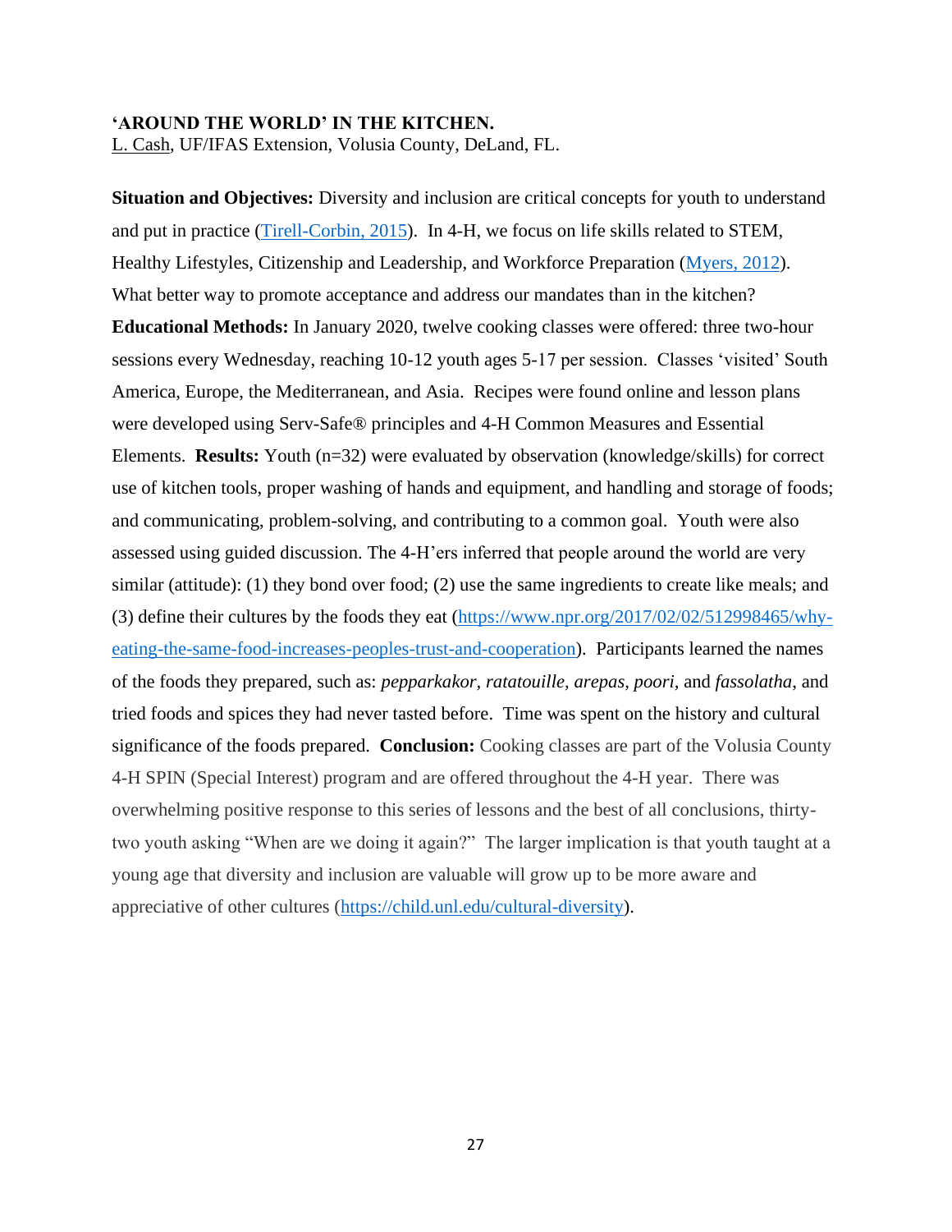**'AROUND THE WORLD' IN THE KITCHEN.**
L. Cash, UF/IFAS Extension, Volusia County, DeLand, FL.

**Situation and Objectives:** Diversity and inclusion are critical concepts for youth to understand and put in practice (Tirell-Corbin, 2015). In 4-H, we focus on life skills related to STEM, Healthy Lifestyles, Citizenship and Leadership, and Workforce Preparation (Myers, 2012). What better way to promote acceptance and address our mandates than in the kitchen? **Educational Methods:** In January 2020, twelve cooking classes were offered: three two-hour sessions every Wednesday, reaching 10-12 youth ages 5-17 per session. Classes 'visited' South America, Europe, the Mediterranean, and Asia. Recipes were found online and lesson plans were developed using Serv-Safe® principles and 4-H Common Measures and Essential Elements. **Results:** Youth (n=32) were evaluated by observation (knowledge/skills) for correct use of kitchen tools, proper washing of hands and equipment, and handling and storage of foods; and communicating, problem-solving, and contributing to a common goal. Youth were also assessed using guided discussion. The 4-H'ers inferred that people around the world are very similar (attitude): (1) they bond over food; (2) use the same ingredients to create like meals; and (3) define their cultures by the foods they eat (https://www.npr.org/2017/02/02/512998465/why-eating-the-same-food-increases-peoples-trust-and-cooperation). Participants learned the names of the foods they prepared, such as: *pepparkakor, ratatouille, arepas, poori,* and *fassolatha*, and tried foods and spices they had never tasted before. Time was spent on the history and cultural significance of the foods prepared. **Conclusion:** Cooking classes are part of the Volusia County 4-H SPIN (Special Interest) program and are offered throughout the 4-H year. There was overwhelming positive response to this series of lessons and the best of all conclusions, thirty-two youth asking "When are we doing it again?" The larger implication is that youth taught at a young age that diversity and inclusion are valuable will grow up to be more aware and appreciative of other cultures (https://child.unl.edu/cultural-diversity).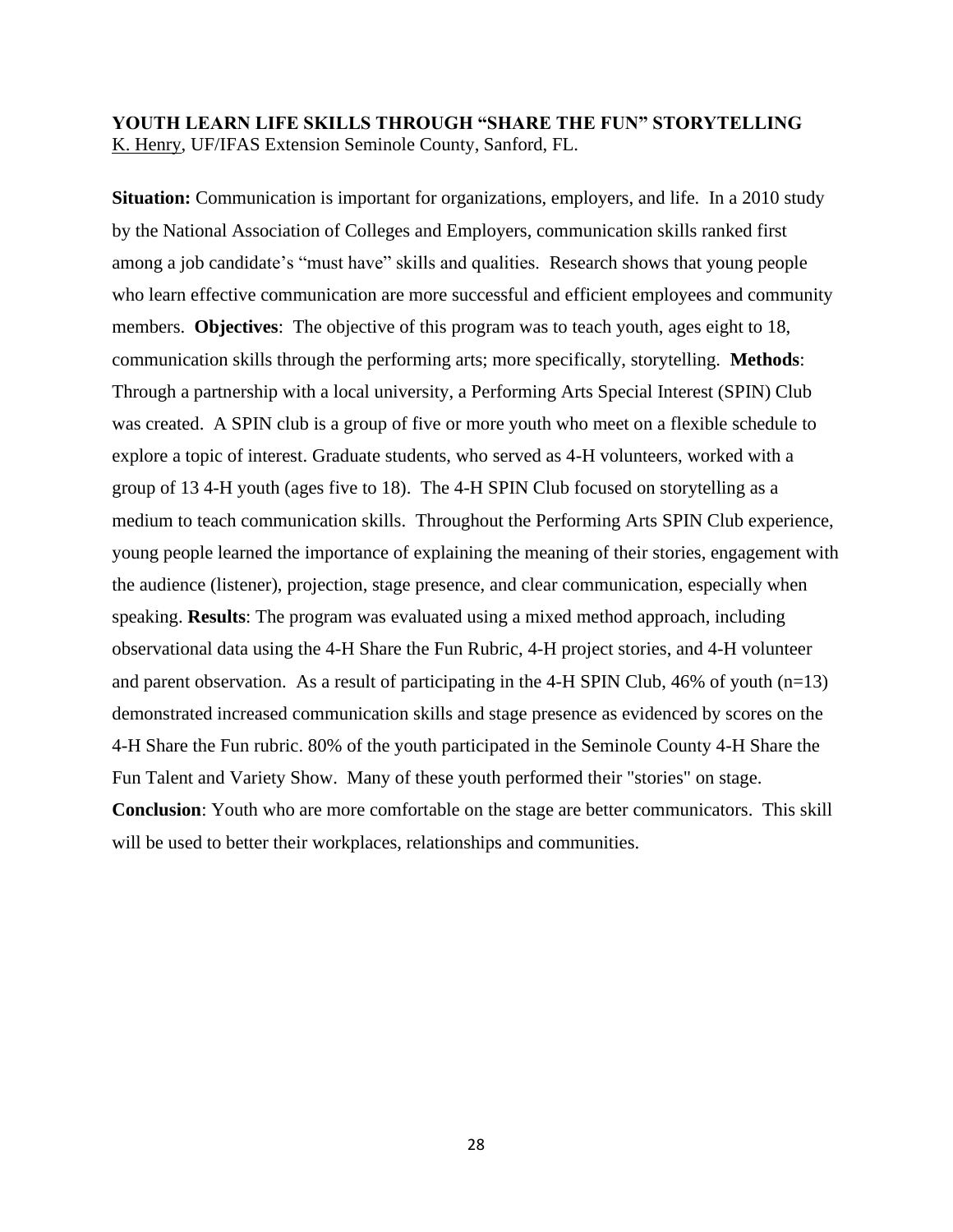**YOUTH LEARN LIFE SKILLS THROUGH "SHARE THE FUN" STORYTELLING**
K. Henry, UF/IFAS Extension Seminole County, Sanford, FL.

**Situation:** Communication is important for organizations, employers, and life. In a 2010 study by the National Association of Colleges and Employers, communication skills ranked first among a job candidate's "must have" skills and qualities. Research shows that young people who learn effective communication are more successful and efficient employees and community members. **Objectives**: The objective of this program was to teach youth, ages eight to 18, communication skills through the performing arts; more specifically, storytelling. **Methods**: Through a partnership with a local university, a Performing Arts Special Interest (SPIN) Club was created. A SPIN club is a group of five or more youth who meet on a flexible schedule to explore a topic of interest. Graduate students, who served as 4-H volunteers, worked with a group of 13 4-H youth (ages five to 18). The 4-H SPIN Club focused on storytelling as a medium to teach communication skills. Throughout the Performing Arts SPIN Club experience, young people learned the importance of explaining the meaning of their stories, engagement with the audience (listener), projection, stage presence, and clear communication, especially when speaking. **Results**: The program was evaluated using a mixed method approach, including observational data using the 4-H Share the Fun Rubric, 4-H project stories, and 4-H volunteer and parent observation. As a result of participating in the 4-H SPIN Club, 46% of youth (n=13) demonstrated increased communication skills and stage presence as evidenced by scores on the 4-H Share the Fun rubric. 80% of the youth participated in the Seminole County 4-H Share the Fun Talent and Variety Show. Many of these youth performed their "stories" on stage. **Conclusion**: Youth who are more comfortable on the stage are better communicators. This skill will be used to better their workplaces, relationships and communities.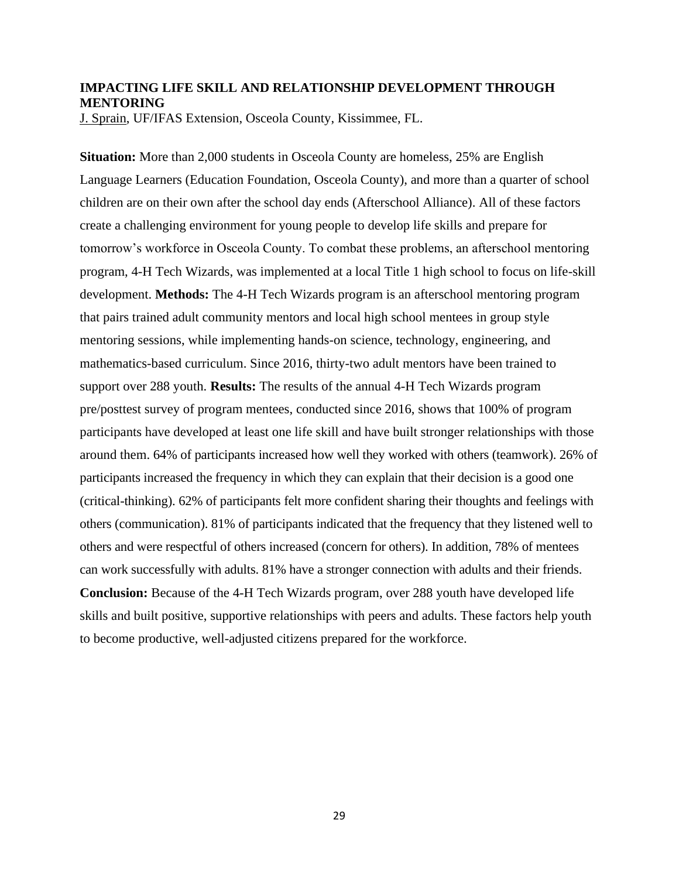## IMPACTING LIFE SKILL AND RELATIONSHIP DEVELOPMENT THROUGH MENTORING

J. Sprain, UF/IFAS Extension, Osceola County, Kissimmee, FL.

**Situation:** More than 2,000 students in Osceola County are homeless, 25% are English Language Learners (Education Foundation, Osceola County), and more than a quarter of school children are on their own after the school day ends (Afterschool Alliance). All of these factors create a challenging environment for young people to develop life skills and prepare for tomorrow's workforce in Osceola County. To combat these problems, an afterschool mentoring program, 4-H Tech Wizards, was implemented at a local Title 1 high school to focus on life-skill development. **Methods:** The 4-H Tech Wizards program is an afterschool mentoring program that pairs trained adult community mentors and local high school mentees in group style mentoring sessions, while implementing hands-on science, technology, engineering, and mathematics-based curriculum. Since 2016, thirty-two adult mentors have been trained to support over 288 youth. **Results:** The results of the annual 4-H Tech Wizards program pre/posttest survey of program mentees, conducted since 2016, shows that 100% of program participants have developed at least one life skill and have built stronger relationships with those around them. 64% of participants increased how well they worked with others (teamwork). 26% of participants increased the frequency in which they can explain that their decision is a good one (critical-thinking). 62% of participants felt more confident sharing their thoughts and feelings with others (communication). 81% of participants indicated that the frequency that they listened well to others and were respectful of others increased (concern for others). In addition, 78% of mentees can work successfully with adults. 81% have a stronger connection with adults and their friends. **Conclusion:** Because of the 4-H Tech Wizards program, over 288 youth have developed life skills and built positive, supportive relationships with peers and adults. These factors help youth to become productive, well-adjusted citizens prepared for the workforce.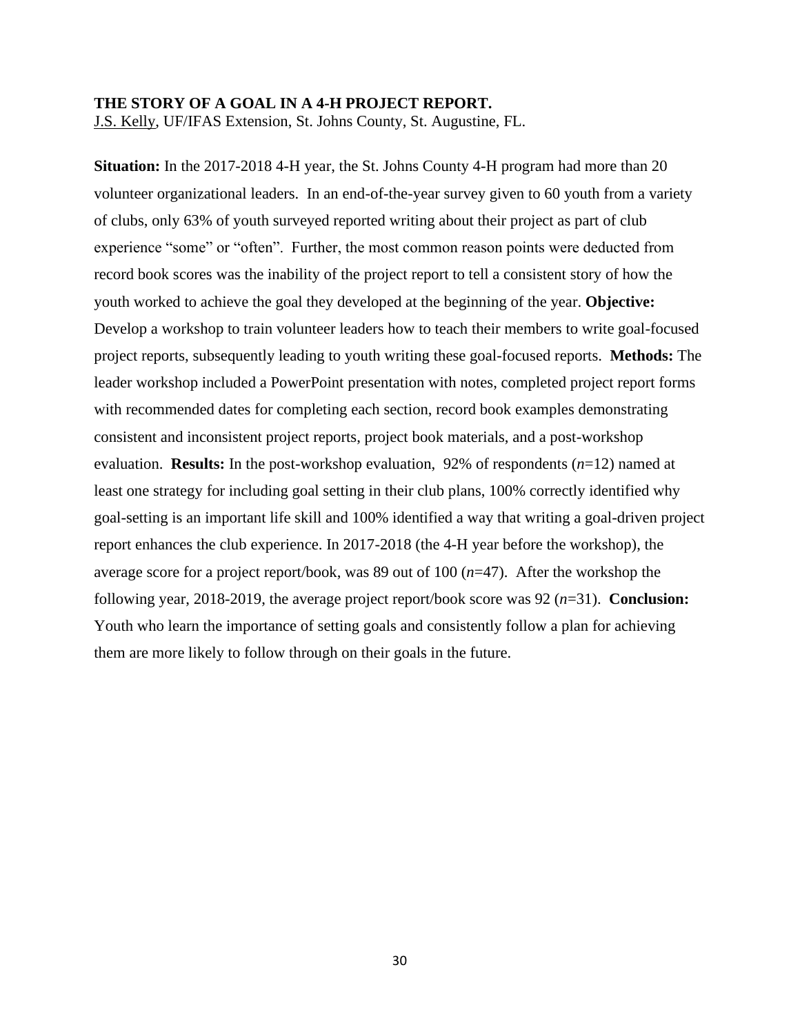**THE STORY OF A GOAL IN A 4-H PROJECT REPORT.**
J.S. Kelly, UF/IFAS Extension, St. Johns County, St. Augustine, FL.

**Situation:** In the 2017-2018 4-H year, the St. Johns County 4-H program had more than 20 volunteer organizational leaders. In an end-of-the-year survey given to 60 youth from a variety of clubs, only 63% of youth surveyed reported writing about their project as part of club experience "some" or "often". Further, the most common reason points were deducted from record book scores was the inability of the project report to tell a consistent story of how the youth worked to achieve the goal they developed at the beginning of the year. **Objective:** Develop a workshop to train volunteer leaders how to teach their members to write goal-focused project reports, subsequently leading to youth writing these goal-focused reports. **Methods:** The leader workshop included a PowerPoint presentation with notes, completed project report forms with recommended dates for completing each section, record book examples demonstrating consistent and inconsistent project reports, project book materials, and a post-workshop evaluation. **Results:** In the post-workshop evaluation, 92% of respondents (*n*=12) named at least one strategy for including goal setting in their club plans, 100% correctly identified why goal-setting is an important life skill and 100% identified a way that writing a goal-driven project report enhances the club experience. In 2017-2018 (the 4-H year before the workshop), the average score for a project report/book, was 89 out of 100 (*n*=47). After the workshop the following year, 2018-2019, the average project report/book score was 92 (*n*=31). **Conclusion:** Youth who learn the importance of setting goals and consistently follow a plan for achieving them are more likely to follow through on their goals in the future.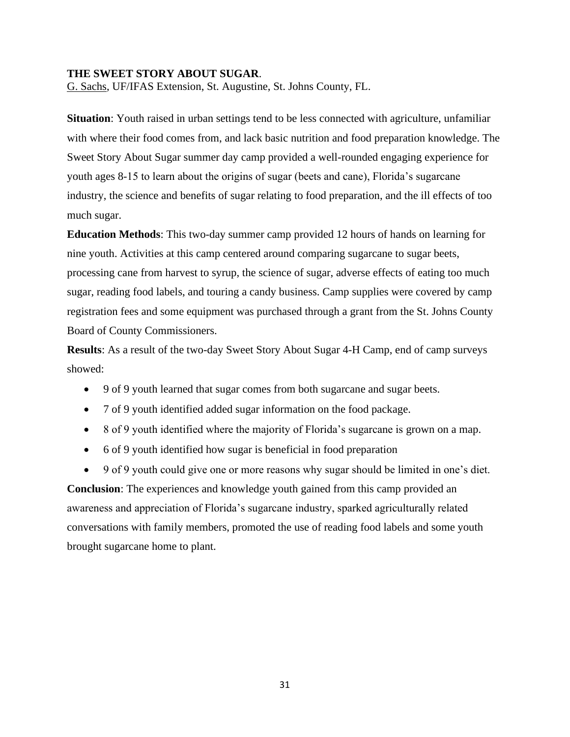**THE SWEET STORY ABOUT SUGAR**.
G. Sachs, UF/IFAS Extension, St. Augustine, St. Johns County, FL.

**Situation**: Youth raised in urban settings tend to be less connected with agriculture, unfamiliar with where their food comes from, and lack basic nutrition and food preparation knowledge. The Sweet Story About Sugar summer day camp provided a well-rounded engaging experience for youth ages 8-15 to learn about the origins of sugar (beets and cane), Florida's sugarcane industry, the science and benefits of sugar relating to food preparation, and the ill effects of too much sugar.

**Education Methods**: This two-day summer camp provided 12 hours of hands on learning for nine youth. Activities at this camp centered around comparing sugarcane to sugar beets, processing cane from harvest to syrup, the science of sugar, adverse effects of eating too much sugar, reading food labels, and touring a candy business. Camp supplies were covered by camp registration fees and some equipment was purchased through a grant from the St. Johns County Board of County Commissioners.

**Results**: As a result of the two-day Sweet Story About Sugar 4-H Camp, end of camp surveys showed:

- 9 of 9 youth learned that sugar comes from both sugarcane and sugar beets.
- 7 of 9 youth identified added sugar information on the food package.
- 8 of 9 youth identified where the majority of Florida's sugarcane is grown on a map.
- 6 of 9 youth identified how sugar is beneficial in food preparation
- 9 of 9 youth could give one or more reasons why sugar should be limited in one's diet.

**Conclusion**: The experiences and knowledge youth gained from this camp provided an awareness and appreciation of Florida's sugarcane industry, sparked agriculturally related conversations with family members, promoted the use of reading food labels and some youth brought sugarcane home to plant.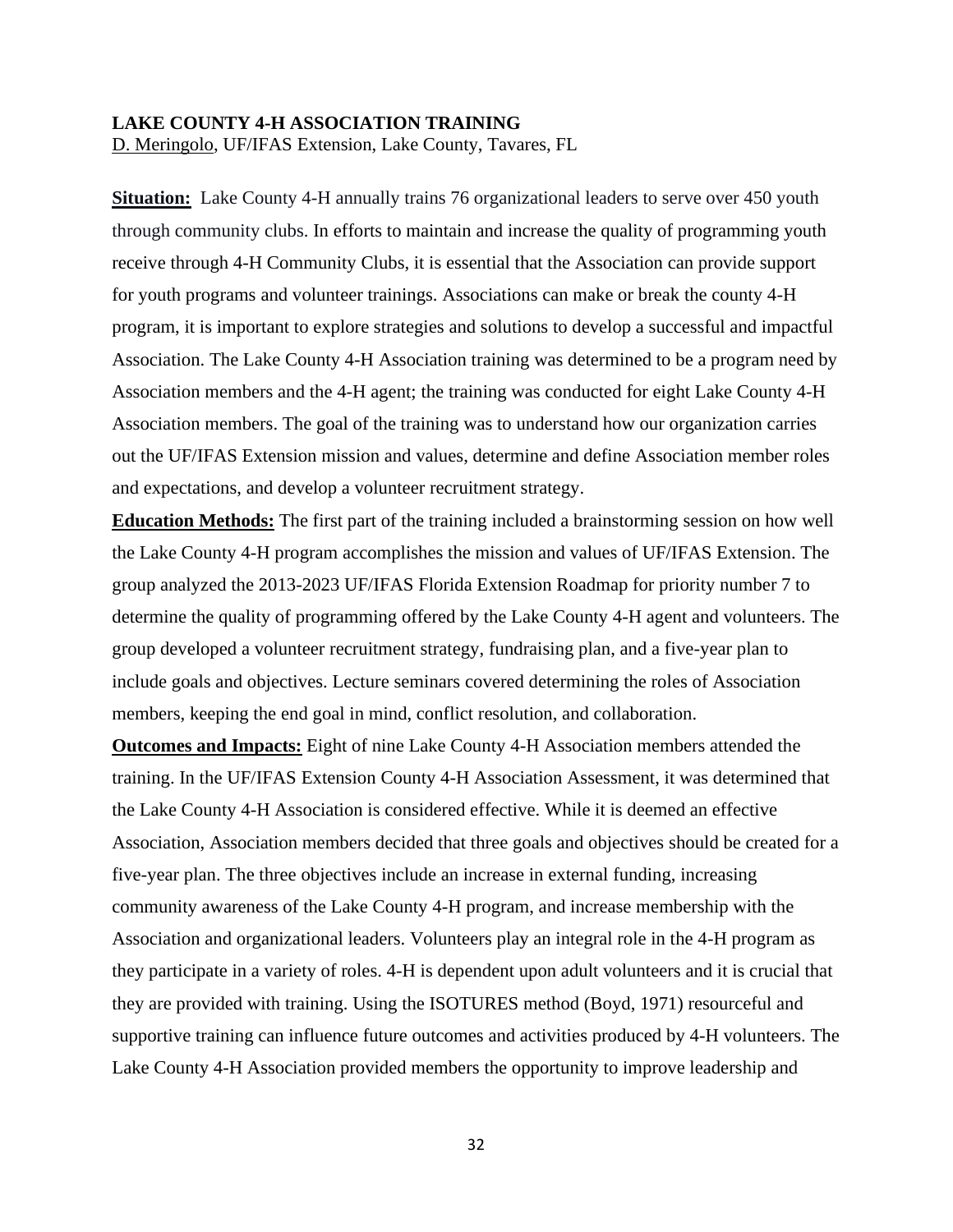**LAKE COUNTY 4-H ASSOCIATION TRAINING**
D. Meringolo, UF/IFAS Extension, Lake County, Tavares, FL

**Situation:** Lake County 4-H annually trains 76 organizational leaders to serve over 450 youth through community clubs. In efforts to maintain and increase the quality of programming youth receive through 4-H Community Clubs, it is essential that the Association can provide support for youth programs and volunteer trainings. Associations can make or break the county 4-H program, it is important to explore strategies and solutions to develop a successful and impactful Association. The Lake County 4-H Association training was determined to be a program need by Association members and the 4-H agent; the training was conducted for eight Lake County 4-H Association members. The goal of the training was to understand how our organization carries out the UF/IFAS Extension mission and values, determine and define Association member roles and expectations, and develop a volunteer recruitment strategy.

**Education Methods:** The first part of the training included a brainstorming session on how well the Lake County 4-H program accomplishes the mission and values of UF/IFAS Extension. The group analyzed the 2013-2023 UF/IFAS Florida Extension Roadmap for priority number 7 to determine the quality of programming offered by the Lake County 4-H agent and volunteers. The group developed a volunteer recruitment strategy, fundraising plan, and a five-year plan to include goals and objectives. Lecture seminars covered determining the roles of Association members, keeping the end goal in mind, conflict resolution, and collaboration.

**Outcomes and Impacts:** Eight of nine Lake County 4-H Association members attended the training. In the UF/IFAS Extension County 4-H Association Assessment, it was determined that the Lake County 4-H Association is considered effective. While it is deemed an effective Association, Association members decided that three goals and objectives should be created for a five-year plan. The three objectives include an increase in external funding, increasing community awareness of the Lake County 4-H program, and increase membership with the Association and organizational leaders. Volunteers play an integral role in the 4-H program as they participate in a variety of roles. 4-H is dependent upon adult volunteers and it is crucial that they are provided with training. Using the ISOTURES method (Boyd, 1971) resourceful and supportive training can influence future outcomes and activities produced by 4-H volunteers. The Lake County 4-H Association provided members the opportunity to improve leadership and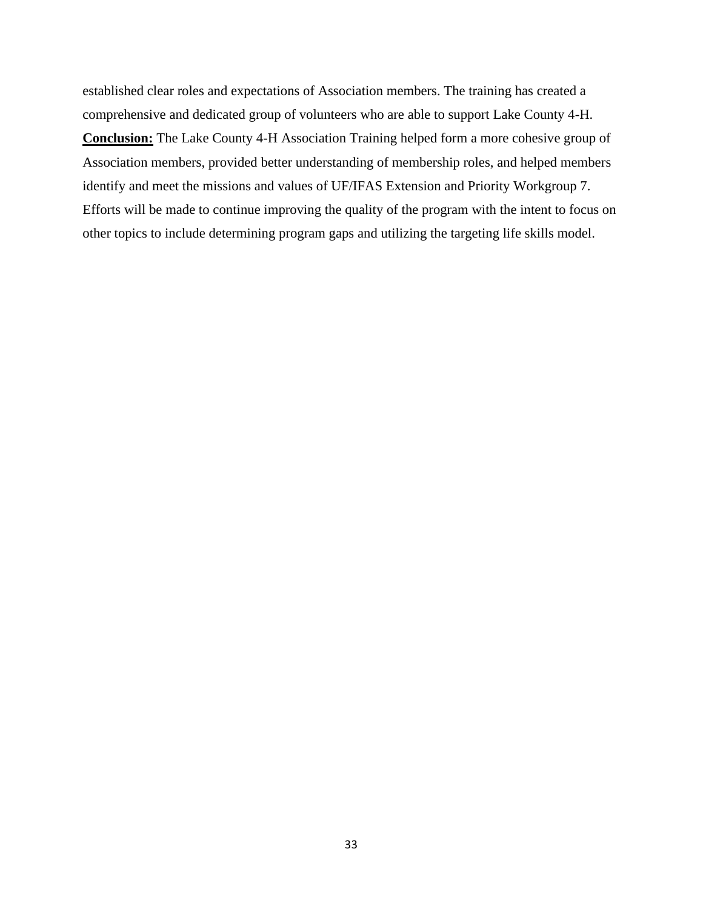established clear roles and expectations of Association members. The training has created a comprehensive and dedicated group of volunteers who are able to support Lake County 4-H.

**Conclusion:** The Lake County 4-H Association Training helped form a more cohesive group of Association members, provided better understanding of membership roles, and helped members identify and meet the missions and values of UF/IFAS Extension and Priority Workgroup 7. Efforts will be made to continue improving the quality of the program with the intent to focus on other topics to include determining program gaps and utilizing the targeting life skills model.